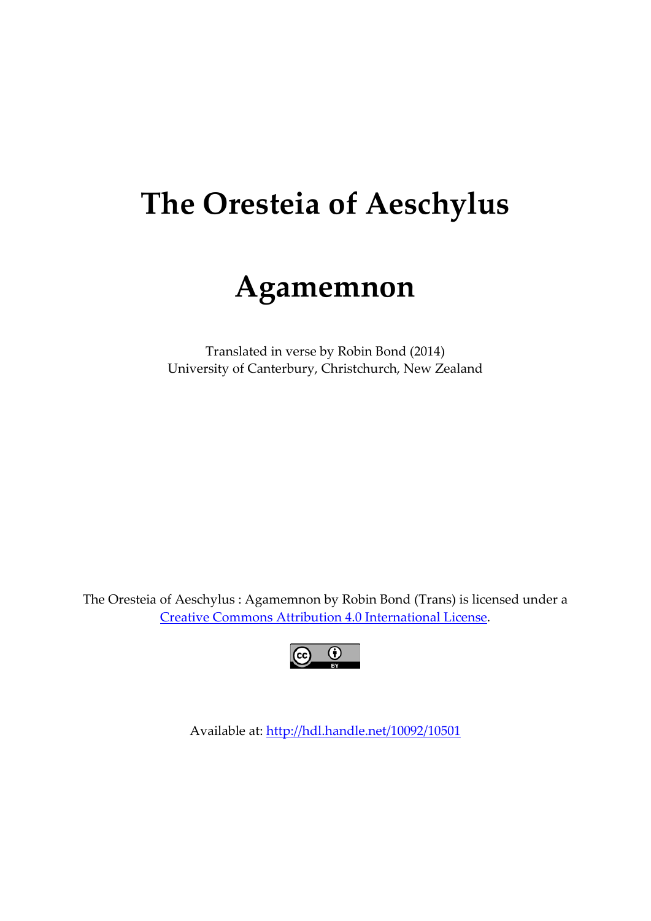# The Oresteia of Aeschylus

# Agamemnon

Translated in verse by Robin Bond (2014)
University of Canterbury, Christchurch, New Zealand

The Oresteia of Aeschylus : Agamemnon by Robin Bond (Trans) is licensed under a [Creative Commons Attribution 4.0 International License](http://creativecommons.org/licenses/by/4.0/).

Available at: [http://hdl.handle.net/10092/10501](http://hdl.handle.net/10092/10501)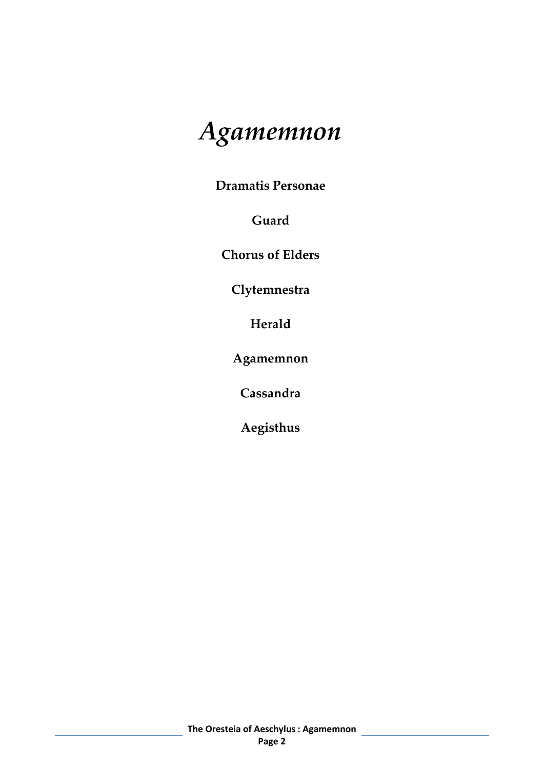# *Agamemnon*

**Dramatis Personae**

**Guard**

**Chorus of Elders**

**Clytemnestra**

**Herald**

**Agamemnon**

**Cassandra**

**Aegisthus**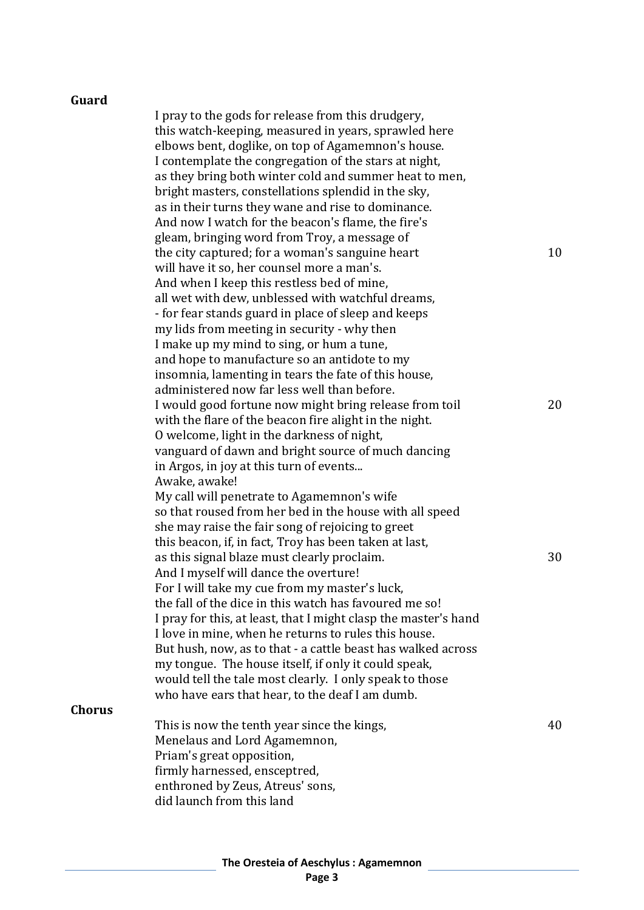**Guard**

I pray to the gods for release from this drudgery,  
this watch-keeping, measured in years, sprawled here  
elbows bent, doglike, on top of Agamemnon's house.  
I contemplate the congregation of the stars at night,  
as they bring both winter cold and summer heat to men,  
bright masters, constellations splendid in the sky,  
as in their turns they wane and rise to dominance.  
And now I watch for the beacon's flame, the fire's  
gleam, bringing word from Troy, a message of  
the city captured; for a woman's sanguine heart — 10  
will have it so, her counsel more a man's.  
And when I keep this restless bed of mine,  
all wet with dew, unblessed with watchful dreams,  
- for fear stands guard in place of sleep and keeps  
my lids from meeting in security - why then  
I make up my mind to sing, or hum a tune,  
and hope to manufacture so an antidote to my  
insomnia, lamenting in tears the fate of this house,  
administered now far less well than before.  
I would good fortune now might bring release from toil — 20  
with the flare of the beacon fire alight in the night.  
O welcome, light in the darkness of night,  
vanguard of dawn and bright source of much dancing  
in Argos, in joy at this turn of events...  
Awake, awake!  
My call will penetrate to Agamemnon's wife  
so that roused from her bed in the house with all speed  
she may raise the fair song of rejoicing to greet  
this beacon, if, in fact, Troy has been taken at last,  
as this signal blaze must clearly proclaim. — 30  
And I myself will dance the overture!  
For I will take my cue from my master's luck,  
the fall of the dice in this watch has favoured me so!  
I pray for this, at least, that I might clasp the master's hand  
I love in mine, when he returns to rules this house.  
But hush, now, as to that - a cattle beast has walked across  
my tongue. The house itself, if only it could speak,  
would tell the tale most clearly. I only speak to those  
who have ears that hear, to the deaf I am dumb.

**Chorus**

This is now the tenth year since the kings, — 40  
Menelaus and Lord Agamemnon,  
Priam's great opposition,  
firmly harnessed, ensceptred,  
enthroned by Zeus, Atreus' sons,  
did launch from this land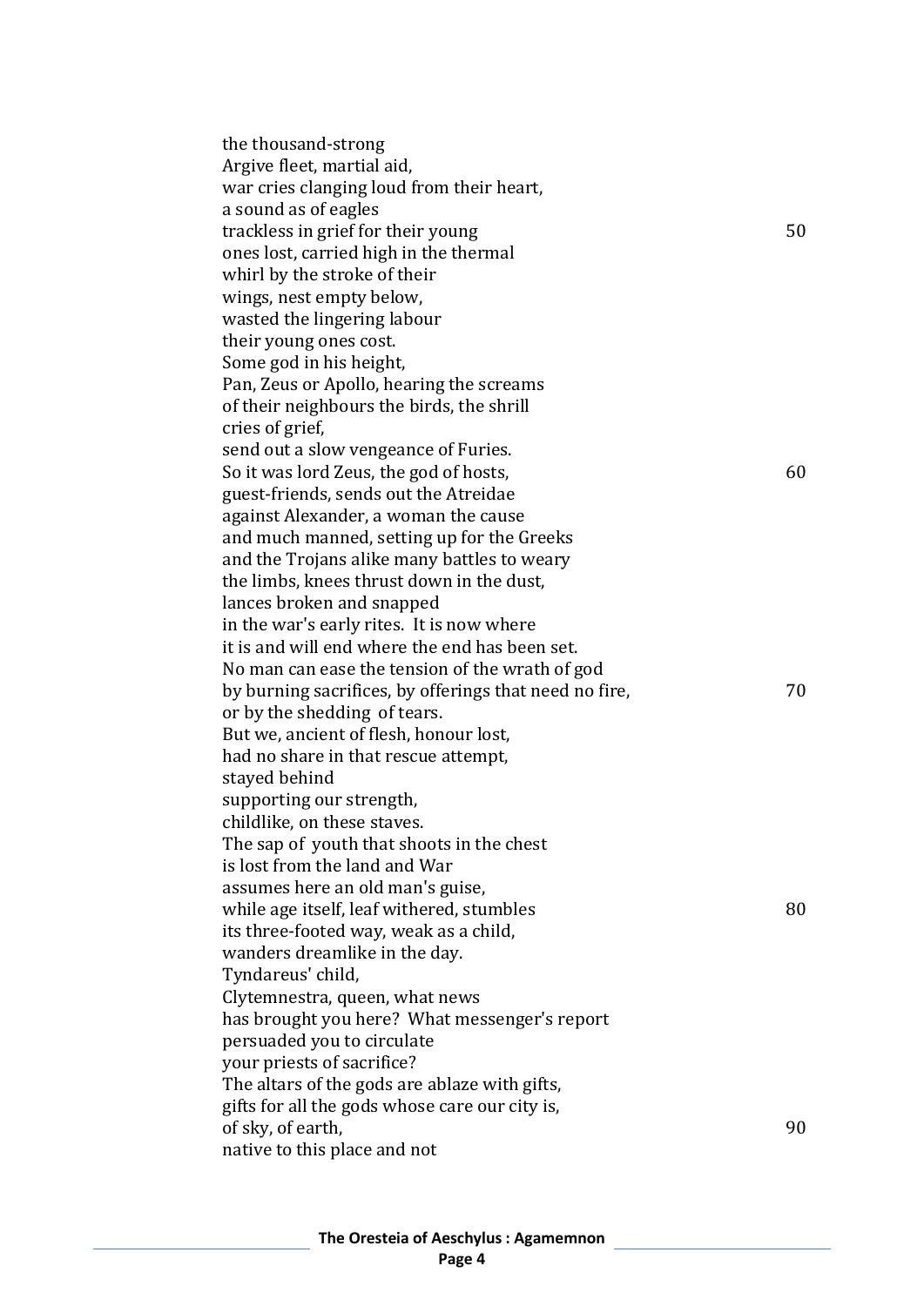the thousand-strong  
Argive fleet, martial aid,  
war cries clanging loud from their heart,  
a sound as of eagles  
trackless in grief for their young 50  
ones lost, carried high in the thermal  
whirl by the stroke of their  
wings, nest empty below,  
wasted the lingering labour  
their young ones cost.  
Some god in his height,  
Pan, Zeus or Apollo, hearing the screams  
of their neighbours the birds, the shrill  
cries of grief,  
send out a slow vengeance of Furies.  
So it was lord Zeus, the god of hosts, 60  
guest-friends, sends out the Atreidae  
against Alexander, a woman the cause  
and much manned, setting up for the Greeks  
and the Trojans alike many battles to weary  
the limbs, knees thrust down in the dust,  
lances broken and snapped  
in the war's early rites. It is now where  
it is and will end where the end has been set.  
No man can ease the tension of the wrath of god  
by burning sacrifices, by offerings that need no fire, 70  
or by the shedding of tears.  
But we, ancient of flesh, honour lost,  
had no share in that rescue attempt,  
stayed behind  
supporting our strength,  
childlike, on these staves.  
The sap of youth that shoots in the chest  
is lost from the land and War  
assumes here an old man's guise,  
while age itself, leaf withered, stumbles 80  
its three-footed way, weak as a child,  
wanders dreamlike in the day.  
Tyndareus' child,  
Clytemnestra, queen, what news  
has brought you here? What messenger's report  
persuaded you to circulate  
your priests of sacrifice?  
The altars of the gods are ablaze with gifts,  
gifts for all the gods whose care our city is,  
of sky, of earth, 90  
native to this place and not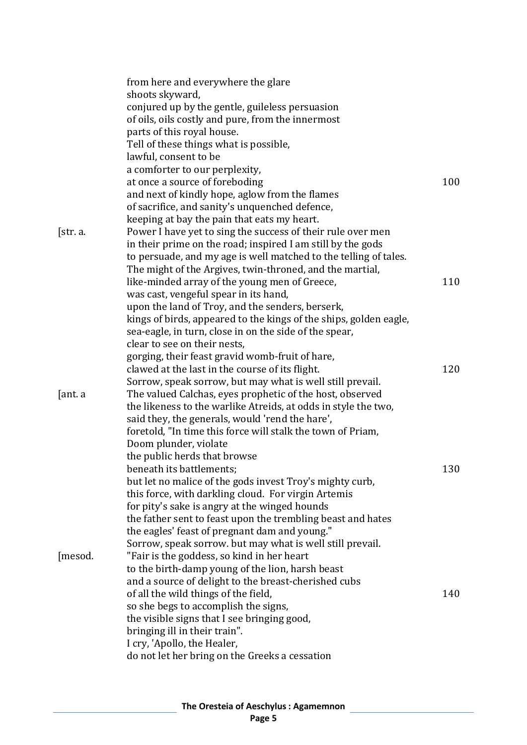from here and everywhere the glare
shoots skyward,
conjured up by the gentle, guileless persuasion
of oils, oils costly and pure, from the innermost
parts of this royal house.
Tell of these things what is possible,
lawful, consent to be
a comforter to our perplexity,
at once a source of foreboding 100
and next of kindly hope, aglow from the flames
of sacrifice, and sanity's unquenched defence,
keeping at bay the pain that eats my heart.

[str. a.

Power I have yet to sing the success of their rule over men
in their prime on the road; inspired I am still by the gods
to persuade, and my age is well matched to the telling of tales.
The might of the Argives, twin-throned, and the martial,
like-minded array of the young men of Greece, 110
was cast, vengeful spear in its hand,
upon the land of Troy, and the senders, berserk,
kings of birds, appeared to the kings of the ships, golden eagle,
sea-eagle, in turn, close in on the side of the spear,
clear to see on their nests,
gorging, their feast gravid womb-fruit of hare,
clawed at the last in the course of its flight. 120
Sorrow, speak sorrow, but may what is well still prevail.

[ant. a

The valued Calchas, eyes prophetic of the host, observed
the likeness to the warlike Atreids, at odds in style the two,
said they, the generals, would 'rend the hare',
foretold, "In time this force will stalk the town of Priam,
Doom plunder, violate
the public herds that browse
beneath its battlements; 130
but let no malice of the gods invest Troy's mighty curb,
this force, with darkling cloud. For virgin Artemis
for pity's sake is angry at the winged hounds
the father sent to feast upon the trembling beast and hates
the eagles' feast of pregnant dam and young."
Sorrow, speak sorrow. but may what is well still prevail.

[mesod.

"Fair is the goddess, so kind in her heart
to the birth-damp young of the lion, harsh beast
and a source of delight to the breast-cherished cubs
of all the wild things of the field, 140
so she begs to accomplish the signs,
the visible signs that I see bringing good,
bringing ill in their train".
I cry, 'Apollo, the Healer,
do not let her bring on the Greeks a cessation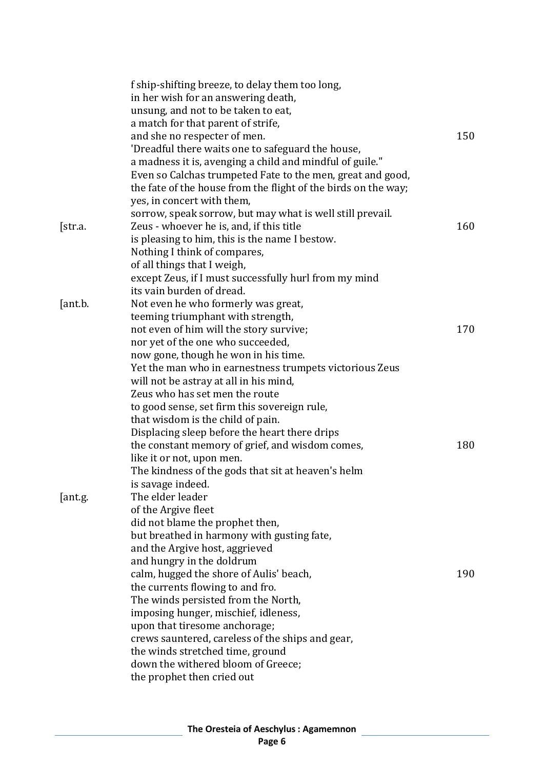f ship-shifting breeze, to delay them too long,
in her wish for an answering death,
unsung, and not to be taken to eat,
a match for that parent of strife,
and she no respecter of men. 150
'Dreadful there waits one to safeguard the house,
a madness it is, avenging a child and mindful of guile."
Even so Calchas trumpeted Fate to the men, great and good,
the fate of the house from the flight of the birds on the way;
yes, in concert with them,
sorrow, speak sorrow, but may what is well still prevail.

[str.a. Zeus - whoever he is, and, if this title 160
is pleasing to him, this is the name I bestow.
Nothing I think of compares,
of all things that I weigh,
except Zeus, if I must successfully hurl from my mind
its vain burden of dread.

[ant.b. Not even he who formerly was great,
teeming triumphant with strength,
not even of him will the story survive; 170
nor yet of the one who succeeded,
now gone, though he won in his time.
Yet the man who in earnestness trumpets victorious Zeus
will not be astray at all in his mind,
Zeus who has set men the route
to good sense, set firm this sovereign rule,
that wisdom is the child of pain.
Displacing sleep before the heart there drips
the constant memory of grief, and wisdom comes, 180
like it or not, upon men.
The kindness of the gods that sit at heaven's helm
is savage indeed.

[ant.g. The elder leader
of the Argive fleet
did not blame the prophet then,
but breathed in harmony with gusting fate,
and the Argive host, aggrieved
and hungry in the doldrum
calm, hugged the shore of Aulis' beach, 190
the currents flowing to and fro.
The winds persisted from the North,
imposing hunger, mischief, idleness,
upon that tiresome anchorage;
crews sauntered, careless of the ships and gear,
the winds stretched time, ground
down the withered bloom of Greece;
the prophet then cried out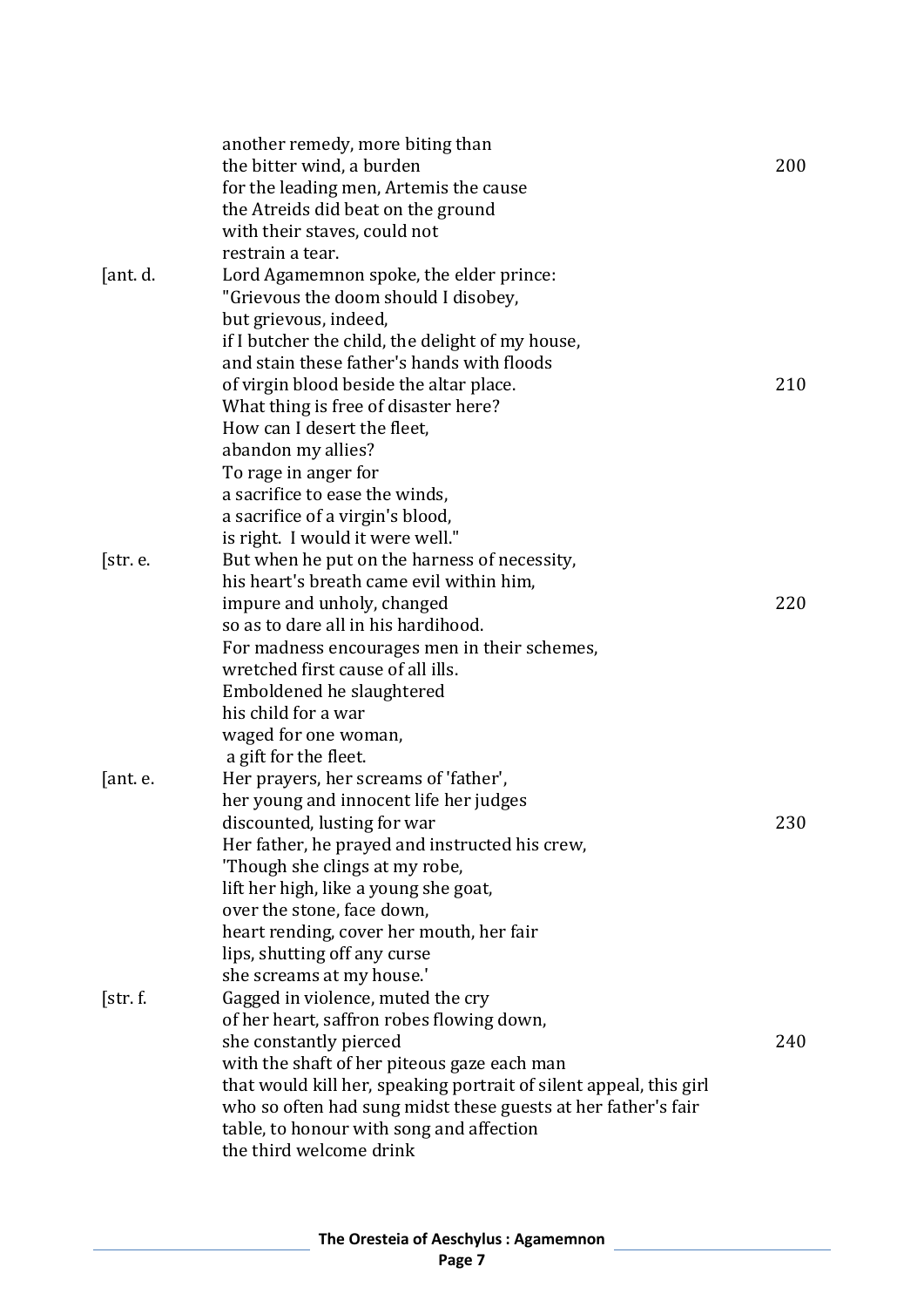another remedy, more biting than  
the bitter wind, a burden 200  
for the leading men, Artemis the cause  
the Atreids did beat on the ground  
with their staves, could not  
restrain a tear.

[ant. d.  
Lord Agamemnon spoke, the elder prince:  
"Grievous the doom should I disobey,  
but grievous, indeed,  
if I butcher the child, the delight of my house,  
and stain these father's hands with floods  
of virgin blood beside the altar place. 210  
What thing is free of disaster here?  
How can I desert the fleet,  
abandon my allies?  
To rage in anger for  
a sacrifice to ease the winds,  
a sacrifice of a virgin's blood,  
is right. I would it were well."

[str. e.  
But when he put on the harness of necessity,  
his heart's breath came evil within him,  
impure and unholy, changed 220  
so as to dare all in his hardihood.  
For madness encourages men in their schemes,  
wretched first cause of all ills.  
Emboldened he slaughtered  
his child for a war  
waged for one woman,  
a gift for the fleet.

[ant. e.  
Her prayers, her screams of 'father',  
her young and innocent life her judges  
discounted, lusting for war 230  
Her father, he prayed and instructed his crew,  
'Though she clings at my robe,  
lift her high, like a young she goat,  
over the stone, face down,  
heart rending, cover her mouth, her fair  
lips, shutting off any curse  
she screams at my house.'

[str. f.  
Gagged in violence, muted the cry  
of her heart, saffron robes flowing down,  
she constantly pierced 240  
with the shaft of her piteous gaze each man  
that would kill her, speaking portrait of silent appeal, this girl  
who so often had sung midst these guests at her father's fair  
table, to honour with song and affection  
the third welcome drink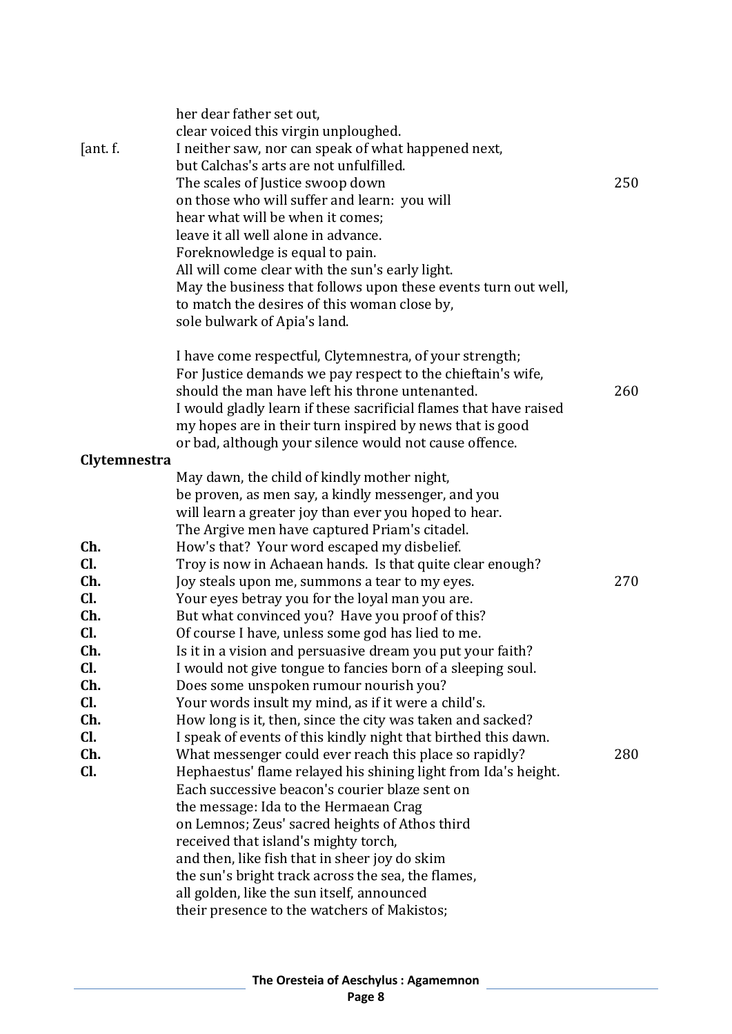her dear father set out,
clear voiced this virgin unploughed.

[ant. f. I neither saw, nor can speak of what happened next,
but Calchas's arts are not unfulfilled.
The scales of Justice swoop down 250
on those who will suffer and learn: you will
hear what will be when it comes;
leave it all well alone in advance.
Foreknowledge is equal to pain.
All will come clear with the sun's early light.
May the business that follows upon these events turn out well,
to match the desires of this woman close by,
sole bulwark of Apia's land.

I have come respectful, Clytemnestra, of your strength;
For Justice demands we pay respect to the chieftain's wife,
should the man have left his throne untenanted. 260
I would gladly learn if these sacrificial flames that have raised
my hopes are in their turn inspired by news that is good
or bad, although your silence would not cause offence.

**Clytemnestra**
May dawn, the child of kindly mother night,
be proven, as men say, a kindly messenger, and you
will learn a greater joy than ever you hoped to hear.
The Argive men have captured Priam's citadel.

**Ch.** How's that? Your word escaped my disbelief.
**Cl.** Troy is now in Achaean hands. Is that quite clear enough?
**Ch.** Joy steals upon me, summons a tear to my eyes. 270
**Cl.** Your eyes betray you for the loyal man you are.
**Ch.** But what convinced you? Have you proof of this?
**Cl.** Of course I have, unless some god has lied to me.
**Ch.** Is it in a vision and persuasive dream you put your faith?
**Cl.** I would not give tongue to fancies born of a sleeping soul.
**Ch.** Does some unspoken rumour nourish you?
**Cl.** Your words insult my mind, as if it were a child's.
**Ch.** How long is it, then, since the city was taken and sacked?
**Cl.** I speak of events of this kindly night that birthed this dawn.
**Ch.** What messenger could ever reach this place so rapidly? 280
**Cl.** Hephaestus' flame relayed his shining light from Ida's height.
Each successive beacon's courier blaze sent on
the message: Ida to the Hermaean Crag
on Lemnos; Zeus' sacred heights of Athos third
received that island's mighty torch,
and then, like fish that in sheer joy do skim
the sun's bright track across the sea, the flames,
all golden, like the sun itself, announced
their presence to the watchers of Makistos;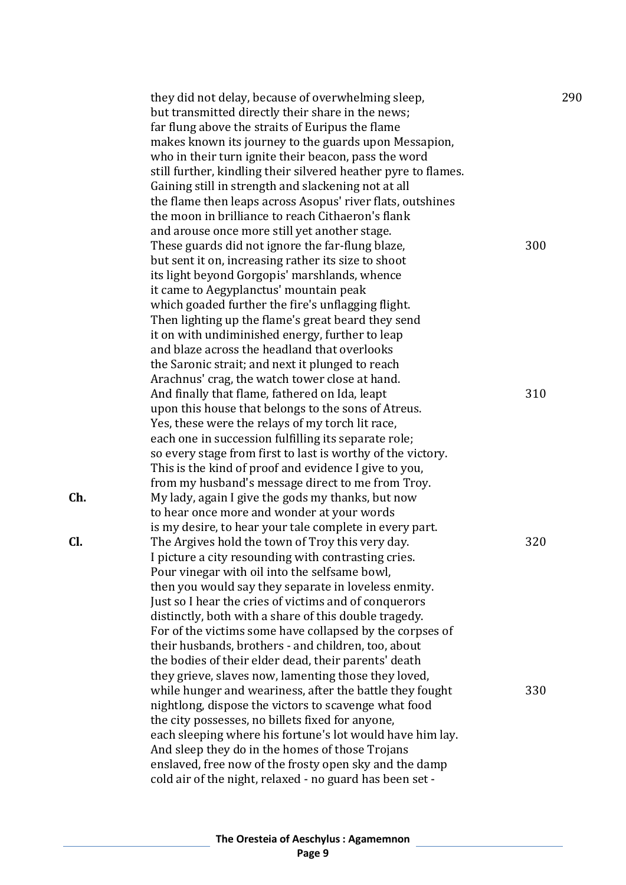they did not delay, because of overwhelming sleep, 290
but transmitted directly their share in the news;
far flung above the straits of Euripus the flame
makes known its journey to the guards upon Messapion,
who in their turn ignite their beacon, pass the word
still further, kindling their silvered heather pyre to flames.
Gaining still in strength and slackening not at all
the flame then leaps across Asopus' river flats, outshines
the moon in brilliance to reach Cithaeron's flank
and arouse once more still yet another stage.
These guards did not ignore the far-flung blaze, 300
but sent it on, increasing rather its size to shoot
its light beyond Gorgopis' marshlands, whence
it came to Aegyplanctus' mountain peak
which goaded further the fire's unflagging flight.
Then lighting up the flame's great beard they send
it on with undiminished energy, further to leap
and blaze across the headland that overlooks
the Saronic strait; and next it plunged to reach
Arachnus' crag, the watch tower close at hand.
And finally that flame, fathered on Ida, leapt 310
upon this house that belongs to the sons of Atreus.
Yes, these were the relays of my torch lit race,
each one in succession fulfilling its separate role;
so every stage from first to last is worthy of the victory.
This is the kind of proof and evidence I give to you,
from my husband's message direct to me from Troy.

**Ch.** My lady, again I give the gods my thanks, but now
to hear once more and wonder at your words
is my desire, to hear your tale complete in every part.

**Cl.** The Argives hold the town of Troy this very day. 320
I picture a city resounding with contrasting cries.
Pour vinegar with oil into the selfsame bowl,
then you would say they separate in loveless enmity.
Just so I hear the cries of victims and of conquerors
distinctly, both with a share of this double tragedy.
For of the victims some have collapsed by the corpses of
their husbands, brothers - and children, too, about
the bodies of their elder dead, their parents' death
they grieve, slaves now, lamenting those they loved,
while hunger and weariness, after the battle they fought 330
nightlong, dispose the victors to scavenge what food
the city possesses, no billets fixed for anyone,
each sleeping where his fortune's lot would have him lay.
And sleep they do in the homes of those Trojans
enslaved, free now of the frosty open sky and the damp
cold air of the night, relaxed - no guard has been set -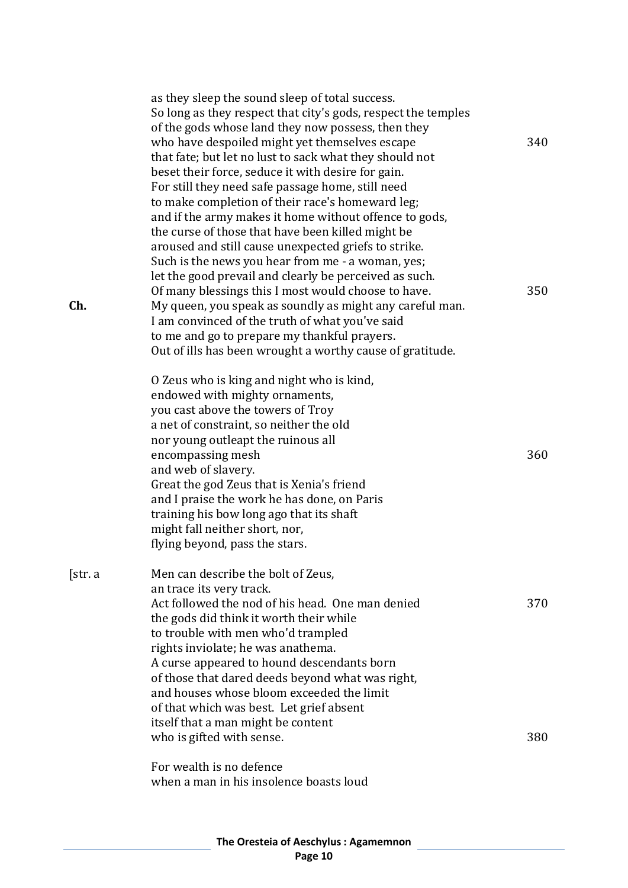as they sleep the sound sleep of total success.
So long as they respect that city's gods, respect the temples
of the gods whose land they now possess, then they
who have despoiled might yet themselves escape 340
that fate; but let no lust to sack what they should not
beset their force, seduce it with desire for gain.
For still they need safe passage home, still need
to make completion of their race's homeward leg;
and if the army makes it home without offence to gods,
the curse of those that have been killed might be
aroused and still cause unexpected griefs to strike.
Such is the news you hear from me - a woman, yes;
let the good prevail and clearly be perceived as such.
Of many blessings this I most would choose to have. 350

**Ch.** My queen, you speak as soundly as might any careful man.
I am convinced of the truth of what you've said
to me and go to prepare my thankful prayers.
Out of ills has been wrought a worthy cause of gratitude.

O Zeus who is king and night who is kind,
endowed with mighty ornaments,
you cast above the towers of Troy
a net of constraint, so neither the old
nor young outleapt the ruinous all
encompassing mesh 360
and web of slavery.
Great the god Zeus that is Xenia's friend
and I praise the work he has done, on Paris
training his bow long ago that its shaft
might fall neither short, nor,
flying beyond, pass the stars.

[str. a] Men can describe the bolt of Zeus,
an trace its very track.
Act followed the nod of his head. One man denied 370
the gods did think it worth their while
to trouble with men who'd trampled
rights inviolate; he was anathema.
A curse appeared to hound descendants born
of those that dared deeds beyond what was right,
and houses whose bloom exceeded the limit
of that which was best. Let grief absent
itself that a man might be content
who is gifted with sense. 380

For wealth is no defence
when a man in his insolence boasts loud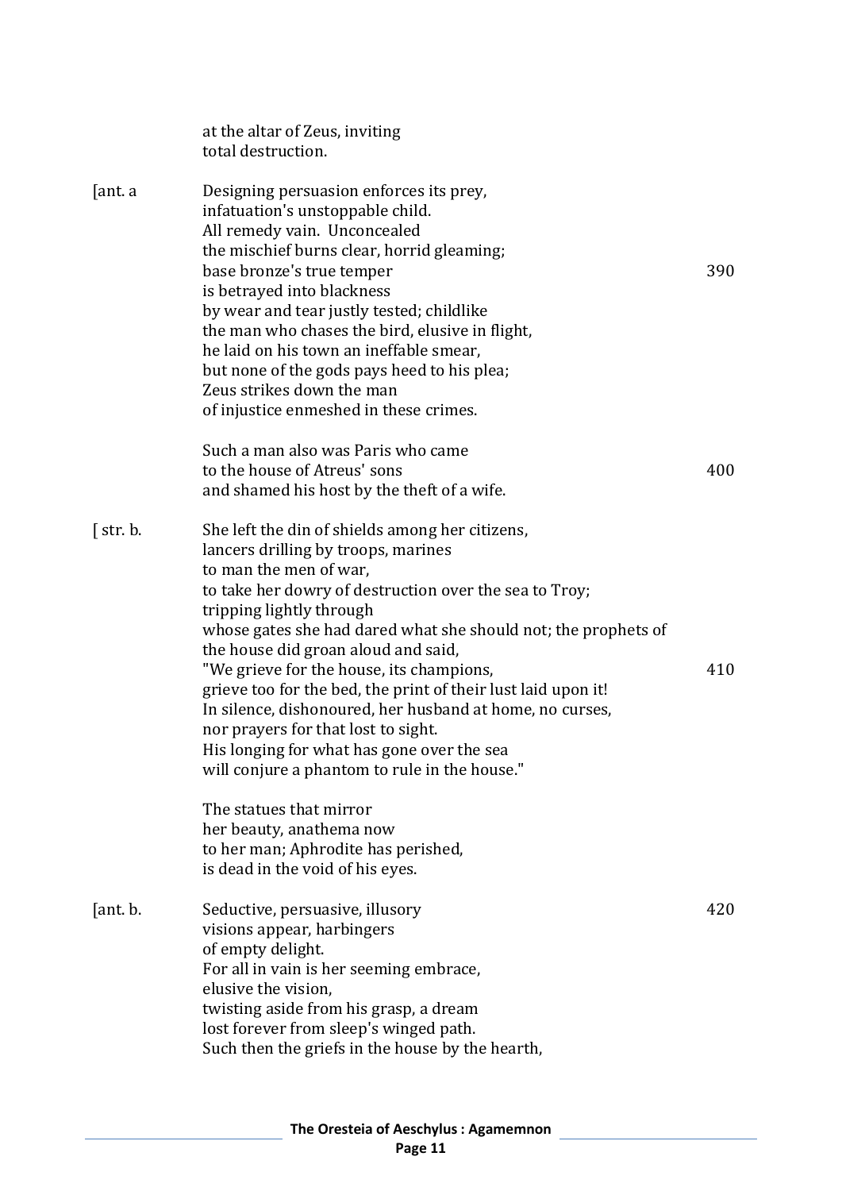at the altar of Zeus, inviting
total destruction.

[ant. a

Designing persuasion enforces its prey,
infatuation's unstoppable child.
All remedy vain. Unconcealed
the mischief burns clear, horrid gleaming;
base bronze's true temper 390
is betrayed into blackness
by wear and tear justly tested; childlike
the man who chases the bird, elusive in flight,
he laid on his town an ineffable smear,
but none of the gods pays heed to his plea;
Zeus strikes down the man
of injustice enmeshed in these crimes.

Such a man also was Paris who came
to the house of Atreus' sons 400
and shamed his host by the theft of a wife.

[ str. b.

She left the din of shields among her citizens,
lancers drilling by troops, marines
to man the men of war,
to take her dowry of destruction over the sea to Troy;
tripping lightly through
whose gates she had dared what she should not; the prophets of
the house did groan aloud and said,
"We grieve for the house, its champions, 410
grieve too for the bed, the print of their lust laid upon it!
In silence, dishonoured, her husband at home, no curses,
nor prayers for that lost to sight.
His longing for what has gone over the sea
will conjure a phantom to rule in the house."

The statues that mirror
her beauty, anathema now
to her man; Aphrodite has perished,
is dead in the void of his eyes.

[ant. b.

Seductive, persuasive, illusory 420
visions appear, harbingers
of empty delight.
For all in vain is her seeming embrace,
elusive the vision,
twisting aside from his grasp, a dream
lost forever from sleep's winged path.
Such then the griefs in the house by the hearth,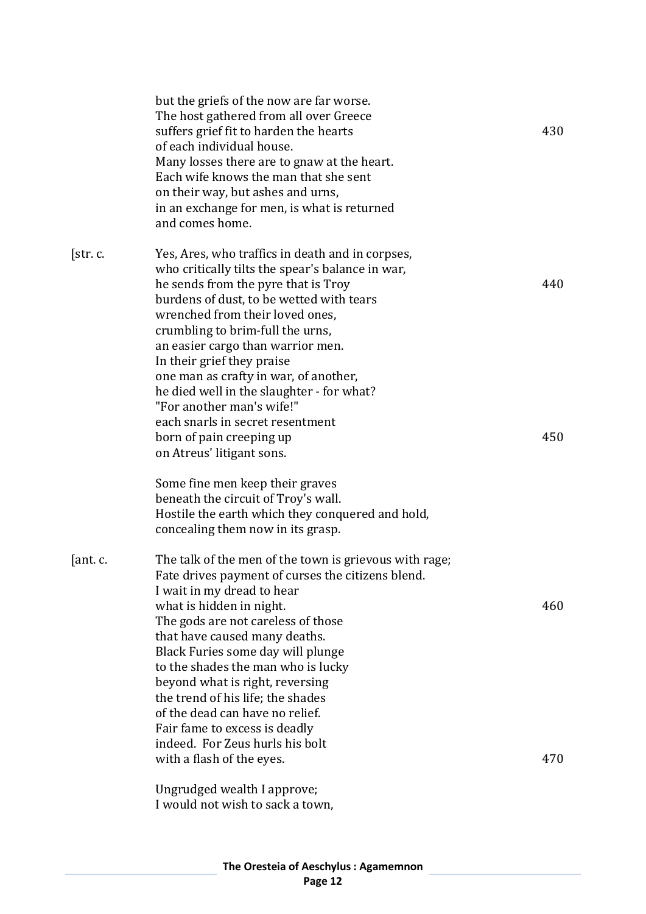but the griefs of the now are far worse.
The host gathered from all over Greece
suffers grief fit to harden the hearts 430
of each individual house.
Many losses there are to gnaw at the heart.
Each wife knows the man that she sent
on their way, but ashes and urns,
in an exchange for men, is what is returned
and comes home.

[str. c.

Yes, Ares, who traffics in death and in corpses,
who critically tilts the spear's balance in war,
he sends from the pyre that is Troy 440
burdens of dust, to be wetted with tears
wrenched from their loved ones,
crumbling to brim-full the urns,
an easier cargo than warrior men.
In their grief they praise
one man as crafty in war, of another,
he died well in the slaughter - for what?
"For another man's wife!"
each snarls in secret resentment
born of pain creeping up 450
on Atreus' litigant sons.

Some fine men keep their graves
beneath the circuit of Troy's wall.
Hostile the earth which they conquered and hold,
concealing them now in its grasp.

[ant. c.

The talk of the men of the town is grievous with rage;
Fate drives payment of curses the citizens blend.
I wait in my dread to hear
what is hidden in night. 460
The gods are not careless of those
that have caused many deaths.
Black Furies some day will plunge
to the shades the man who is lucky
beyond what is right, reversing
the trend of his life; the shades
of the dead can have no relief.
Fair fame to excess is deadly
indeed. For Zeus hurls his bolt
with a flash of the eyes. 470

Ungrudged wealth I approve;
I would not wish to sack a town,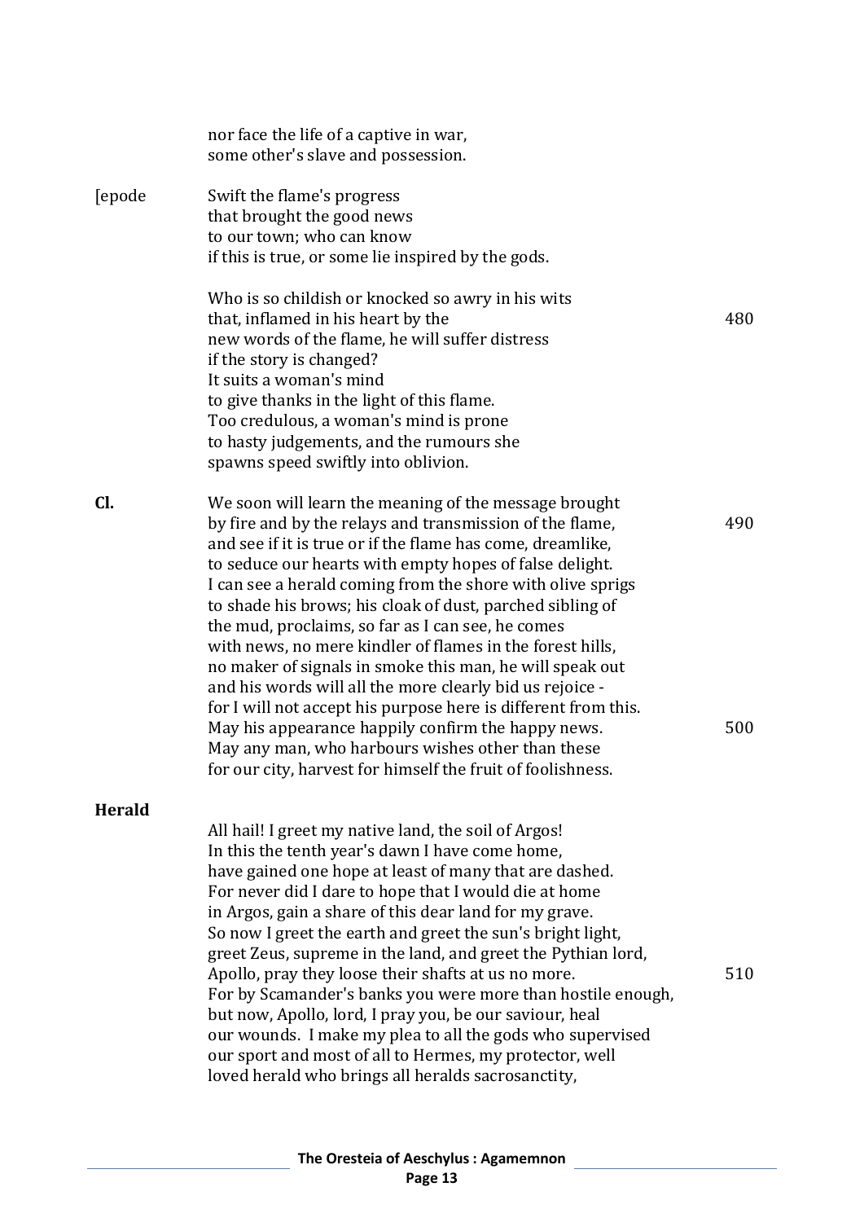nor face the life of a captive in war,
some other's slave and possession.

[epode

Swift the flame's progress
that brought the good news
to our town; who can know
if this is true, or some lie inspired by the gods.

Who is so childish or knocked so awry in his wits
that, inflamed in his heart by the — 480
new words of the flame, he will suffer distress
if the story is changed?
It suits a woman's mind
to give thanks in the light of this flame.
Too credulous, a woman's mind is prone
to hasty judgements, and the rumours she
spawns speed swiftly into oblivion.

**Cl.**

We soon will learn the meaning of the message brought
by fire and by the relays and transmission of the flame, — 490
and see if it is true or if the flame has come, dreamlike,
to seduce our hearts with empty hopes of false delight.
I can see a herald coming from the shore with olive sprigs
to shade his brows; his cloak of dust, parched sibling of
the mud, proclaims, so far as I can see, he comes
with news, no mere kindler of flames in the forest hills,
no maker of signals in smoke this man, he will speak out
and his words will all the more clearly bid us rejoice -
for I will not accept his purpose here is different from this.
May his appearance happily confirm the happy news. — 500
May any man, who harbours wishes other than these
for our city, harvest for himself the fruit of foolishness.

**Herald**

All hail! I greet my native land, the soil of Argos!
In this the tenth year's dawn I have come home,
have gained one hope at least of many that are dashed.
For never did I dare to hope that I would die at home
in Argos, gain a share of this dear land for my grave.
So now I greet the earth and greet the sun's bright light,
greet Zeus, supreme in the land, and greet the Pythian lord,
Apollo, pray they loose their shafts at us no more. — 510
For by Scamander's banks you were more than hostile enough,
but now, Apollo, lord, I pray you, be our saviour, heal
our wounds. I make my plea to all the gods who supervised
our sport and most of all to Hermes, my protector, well
loved herald who brings all heralds sacrosanctity,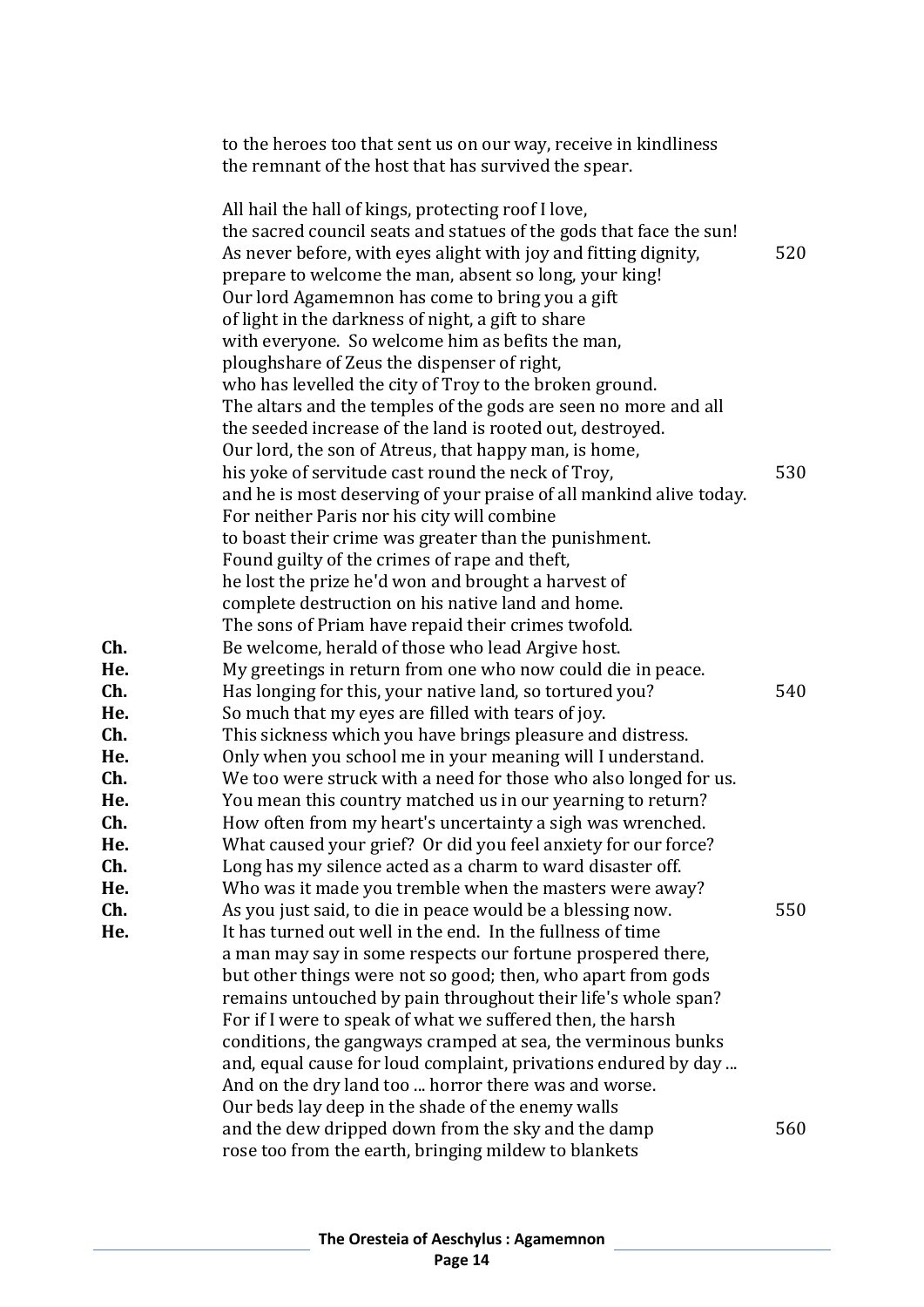to the heroes too that sent us on our way, receive in kindliness
the remnant of the host that has survived the spear.

All hail the hall of kings, protecting roof I love,
the sacred council seats and statues of the gods that face the sun!
As never before, with eyes alight with joy and fitting dignity, 520
prepare to welcome the man, absent so long, your king!
Our lord Agamemnon has come to bring you a gift
of light in the darkness of night, a gift to share
with everyone. So welcome him as befits the man,
ploughshare of Zeus the dispenser of right,
who has levelled the city of Troy to the broken ground.
The altars and the temples of the gods are seen no more and all
the seeded increase of the land is rooted out, destroyed.
Our lord, the son of Atreus, that happy man, is home,
his yoke of servitude cast round the neck of Troy, 530
and he is most deserving of your praise of all mankind alive today.
For neither Paris nor his city will combine
to boast their crime was greater than the punishment.
Found guilty of the crimes of rape and theft,
he lost the prize he'd won and brought a harvest of
complete destruction on his native land and home.
The sons of Priam have repaid their crimes twofold.

**Ch.** Be welcome, herald of those who lead Argive host.
**He.** My greetings in return from one who now could die in peace.
**Ch.** Has longing for this, your native land, so tortured you? 540
**He.** So much that my eyes are filled with tears of joy.
**Ch.** This sickness which you have brings pleasure and distress.
**He.** Only when you school me in your meaning will I understand.
**Ch.** We too were struck with a need for those who also longed for us.
**He.** You mean this country matched us in our yearning to return?
**Ch.** How often from my heart's uncertainty a sigh was wrenched.
**He.** What caused your grief? Or did you feel anxiety for our force?
**Ch.** Long has my silence acted as a charm to ward disaster off.
**He.** Who was it made you tremble when the masters were away?
**Ch.** As you just said, to die in peace would be a blessing now. 550
**He.** It has turned out well in the end. In the fullness of time
a man may say in some respects our fortune prospered there,
but other things were not so good; then, who apart from gods
remains untouched by pain throughout their life's whole span?
For if I were to speak of what we suffered then, the harsh
conditions, the gangways cramped at sea, the verminous bunks
and, equal cause for loud complaint, privations endured by day ...
And on the dry land too ... horror there was and worse.
Our beds lay deep in the shade of the enemy walls
and the dew dripped down from the sky and the damp 560
rose too from the earth, bringing mildew to blankets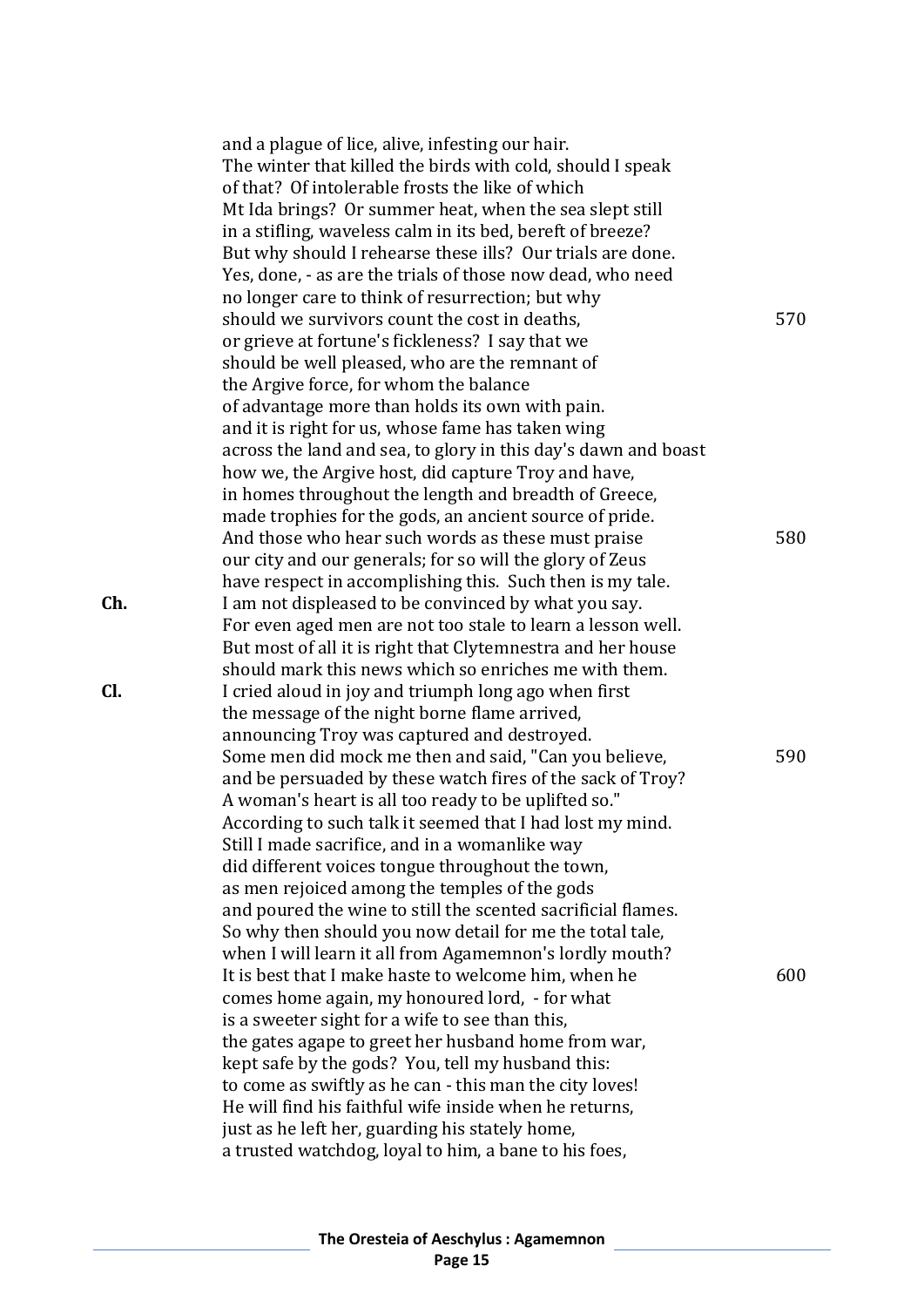and a plague of lice, alive, infesting our hair.  
The winter that killed the birds with cold, should I speak  
of that? Of intolerable frosts the like of which  
Mt Ida brings? Or summer heat, when the sea slept still  
in a stifling, waveless calm in its bed, bereft of breeze?  
But why should I rehearse these ills? Our trials are done.  
Yes, done, - as are the trials of those now dead, who need  
no longer care to think of resurrection; but why  
should we survivors count the cost in deaths, 570  
or grieve at fortune's fickleness? I say that we  
should be well pleased, who are the remnant of  
the Argive force, for whom the balance  
of advantage more than holds its own with pain.  
and it is right for us, whose fame has taken wing  
across the land and sea, to glory in this day's dawn and boast  
how we, the Argive host, did capture Troy and have,  
in homes throughout the length and breadth of Greece,  
made trophies for the gods, an ancient source of pride.  
And those who hear such words as these must praise 580  
our city and our generals; for so will the glory of Zeus  
have respect in accomplishing this. Such then is my tale.

**Ch.** I am not displeased to be convinced by what you say.  
For even aged men are not too stale to learn a lesson well.  
But most of all it is right that Clytemnestra and her house  
should mark this news which so enriches me with them.

**Cl.** I cried aloud in joy and triumph long ago when first  
the message of the night borne flame arrived,  
announcing Troy was captured and destroyed.  
Some men did mock me then and said, "Can you believe, 590  
and be persuaded by these watch fires of the sack of Troy?  
A woman's heart is all too ready to be uplifted so."  
According to such talk it seemed that I had lost my mind.  
Still I made sacrifice, and in a womanlike way  
did different voices tongue throughout the town,  
as men rejoiced among the temples of the gods  
and poured the wine to still the scented sacrificial flames.  
So why then should you now detail for me the total tale,  
when I will learn it all from Agamemnon's lordly mouth?  
It is best that I make haste to welcome him, when he 600  
comes home again, my honoured lord, - for what  
is a sweeter sight for a wife to see than this,  
the gates agape to greet her husband home from war,  
kept safe by the gods? You, tell my husband this:  
to come as swiftly as he can - this man the city loves!  
He will find his faithful wife inside when he returns,  
just as he left her, guarding his stately home,  
a trusted watchdog, loyal to him, a bane to his foes,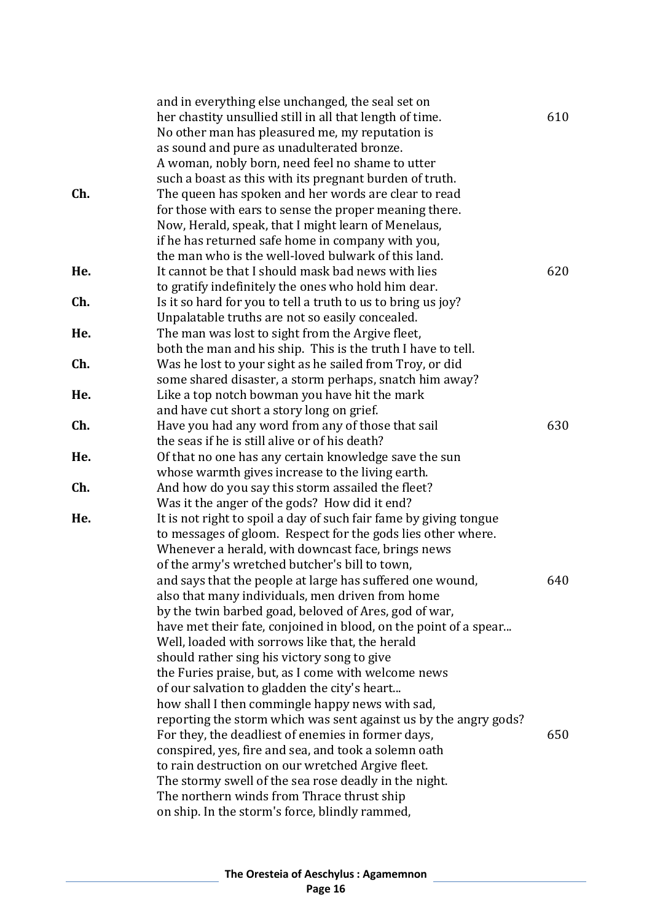and in everything else unchanged, the seal set on
her chastity unsullied still in all that length of time. 610
No other man has pleasured me, my reputation is
as sound and pure as unadulterated bronze.
A woman, nobly born, need feel no shame to utter
such a boast as this with its pregnant burden of truth.

**Ch.** The queen has spoken and her words are clear to read
for those with ears to sense the proper meaning there.
Now, Herald, speak, that I might learn of Menelaus,
if he has returned safe home in company with you,
the man who is the well-loved bulwark of this land.

**He.** It cannot be that I should mask bad news with lies 620
to gratify indefinitely the ones who hold him dear.

**Ch.** Is it so hard for you to tell a truth to us to bring us joy?
Unpalatable truths are not so easily concealed.

**He.** The man was lost to sight from the Argive fleet,
both the man and his ship. This is the truth I have to tell.

**Ch.** Was he lost to your sight as he sailed from Troy, or did
some shared disaster, a storm perhaps, snatch him away?

**He.** Like a top notch bowman you have hit the mark
and have cut short a story long on grief.

**Ch.** Have you had any word from any of those that sail 630
the seas if he is still alive or of his death?

**He.** Of that no one has any certain knowledge save the sun
whose warmth gives increase to the living earth.

**Ch.** And how do you say this storm assailed the fleet?
Was it the anger of the gods? How did it end?

**He.** It is not right to spoil a day of such fair fame by giving tongue
to messages of gloom. Respect for the gods lies other where.
Whenever a herald, with downcast face, brings news
of the army's wretched butcher's bill to town,
and says that the people at large has suffered one wound, 640
also that many individuals, men driven from home
by the twin barbed goad, beloved of Ares, god of war,
have met their fate, conjoined in blood, on the point of a spear...
Well, loaded with sorrows like that, the herald
should rather sing his victory song to give
the Furies praise, but, as I come with welcome news
of our salvation to gladden the city's heart...
how shall I then commingle happy news with sad,
reporting the storm which was sent against us by the angry gods?
For they, the deadliest of enemies in former days, 650
conspired, yes, fire and sea, and took a solemn oath
to rain destruction on our wretched Argive fleet.
The stormy swell of the sea rose deadly in the night.
The northern winds from Thrace thrust ship
on ship. In the storm's force, blindly rammed,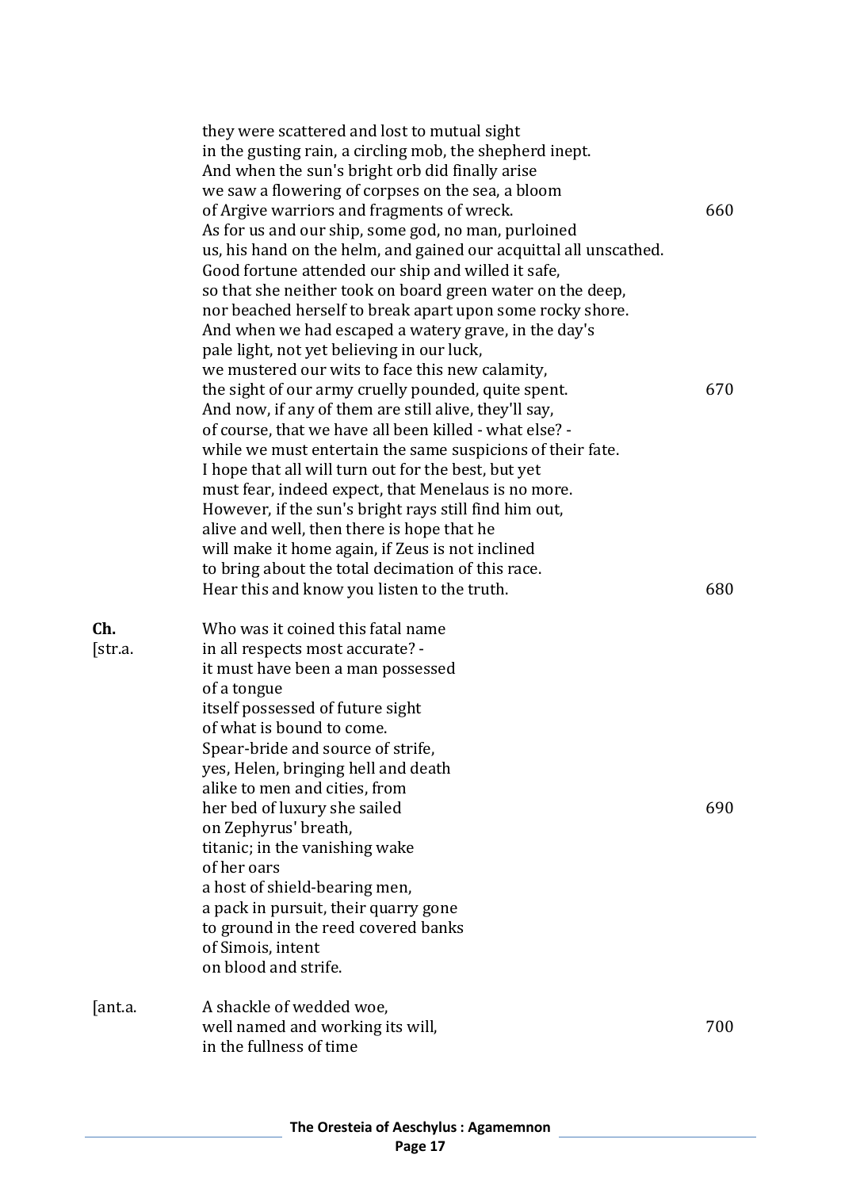they were scattered and lost to mutual sight
in the gusting rain, a circling mob, the shepherd inept.
And when the sun's bright orb did finally arise
we saw a flowering of corpses on the sea, a bloom
of Argive warriors and fragments of wreck. 660
As for us and our ship, some god, no man, purloined
us, his hand on the helm, and gained our acquittal all unscathed.
Good fortune attended our ship and willed it safe,
so that she neither took on board green water on the deep,
nor beached herself to break apart upon some rocky shore.
And when we had escaped a watery grave, in the day's
pale light, not yet believing in our luck,
we mustered our wits to face this new calamity,
the sight of our army cruelly pounded, quite spent. 670
And now, if any of them are still alive, they'll say,
of course, that we have all been killed - what else? -
while we must entertain the same suspicions of their fate.
I hope that all will turn out for the best, but yet
must fear, indeed expect, that Menelaus is no more.
However, if the sun's bright rays still find him out,
alive and well, then there is hope that he
will make it home again, if Zeus is not inclined
to bring about the total decimation of this race.
Hear this and know you listen to the truth. 680

**Ch.**
[str.a.

Who was it coined this fatal name
in all respects most accurate? -
it must have been a man possessed
of a tongue
itself possessed of future sight
of what is bound to come.
Spear-bride and source of strife,
yes, Helen, bringing hell and death
alike to men and cities, from
her bed of luxury she sailed 690
on Zephyrus' breath,
titanic; in the vanishing wake
of her oars
a host of shield-bearing men,
a pack in pursuit, their quarry gone
to ground in the reed covered banks
of Simois, intent
on blood and strife.

[ant.a.

A shackle of wedded woe,
well named and working its will, 700
in the fullness of time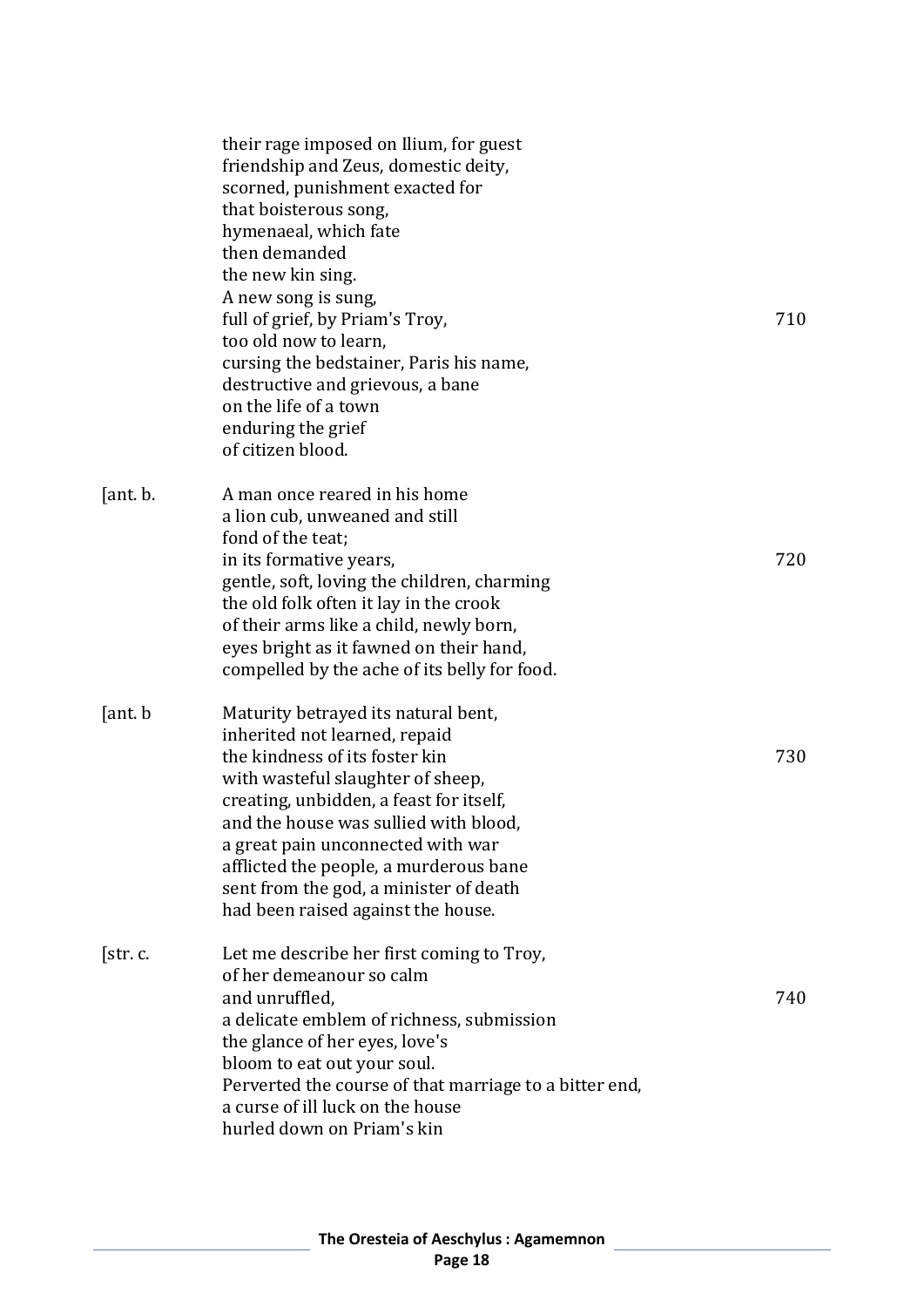their rage imposed on Ilium, for guest  
friendship and Zeus, domestic deity,  
scorned, punishment exacted for  
that boisterous song,  
hymenaeal, which fate  
then demanded  
the new kin sing.  
A new song is sung,  
full of grief, by Priam's Troy, 710  
too old now to learn,  
cursing the bedstainer, Paris his name,  
destructive and grievous, a bane  
on the life of a town  
enduring the grief  
of citizen blood.

[ant. b. A man once reared in his home  
a lion cub, unweaned and still  
fond of the teat;  
in its formative years, 720  
gentle, soft, loving the children, charming  
the old folk often it lay in the crook  
of their arms like a child, newly born,  
eyes bright as it fawned on their hand,  
compelled by the ache of its belly for food.

[ant. b Maturity betrayed its natural bent,  
inherited not learned, repaid  
the kindness of its foster kin 730  
with wasteful slaughter of sheep,  
creating, unbidden, a feast for itself,  
and the house was sullied with blood,  
a great pain unconnected with war  
afflicted the people, a murderous bane  
sent from the god, a minister of death  
had been raised against the house.

[str. c. Let me describe her first coming to Troy,  
of her demeanour so calm  
and unruffled, 740  
a delicate emblem of richness, submission  
the glance of her eyes, love's  
bloom to eat out your soul.  
Perverted the course of that marriage to a bitter end,  
a curse of ill luck on the house  
hurled down on Priam's kin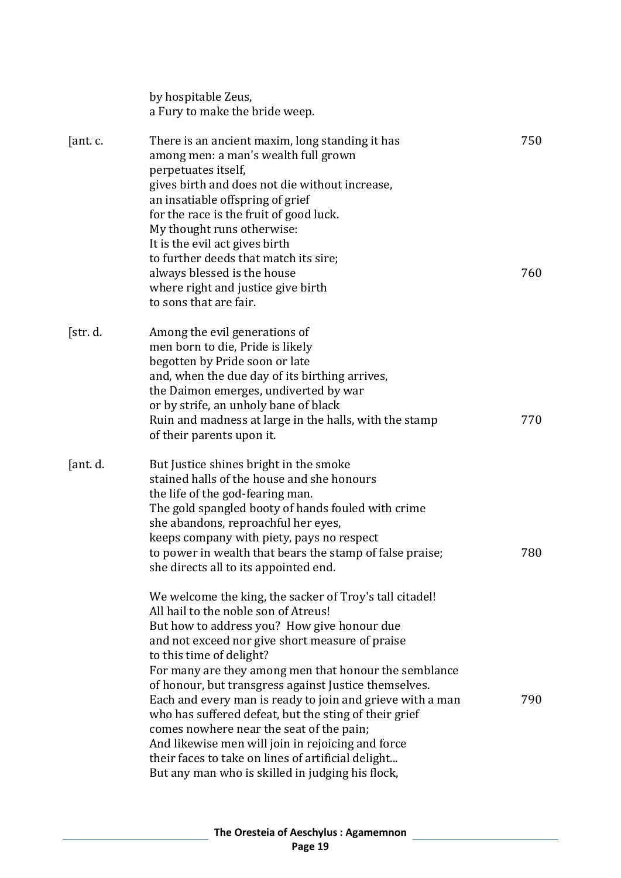by hospitable Zeus,
a Fury to make the bride weep.

[ant. c. There is an ancient maxim, long standing it has 750
among men: a man's wealth full grown
perpetuates itself,
gives birth and does not die without increase,
an insatiable offspring of grief
for the race is the fruit of good luck.
My thought runs otherwise:
It is the evil act gives birth
to further deeds that match its sire;
always blessed is the house 760
where right and justice give birth
to sons that are fair.

[str. d. Among the evil generations of
men born to die, Pride is likely
begotten by Pride soon or late
and, when the due day of its birthing arrives,
the Daimon emerges, undiverted by war
or by strife, an unholy bane of black
Ruin and madness at large in the halls, with the stamp 770
of their parents upon it.

[ant. d. But Justice shines bright in the smoke
stained halls of the house and she honours
the life of the god-fearing man.
The gold spangled booty of hands fouled with crime
she abandons, reproachful her eyes,
keeps company with piety, pays no respect
to power in wealth that bears the stamp of false praise; 780
she directs all to its appointed end.

We welcome the king, the sacker of Troy's tall citadel!
All hail to the noble son of Atreus!
But how to address you? How give honour due
and not exceed nor give short measure of praise
to this time of delight?
For many are they among men that honour the semblance
of honour, but transgress against Justice themselves.
Each and every man is ready to join and grieve with a man 790
who has suffered defeat, but the sting of their grief
comes nowhere near the seat of the pain;
And likewise men will join in rejoicing and force
their faces to take on lines of artificial delight...
But any man who is skilled in judging his flock,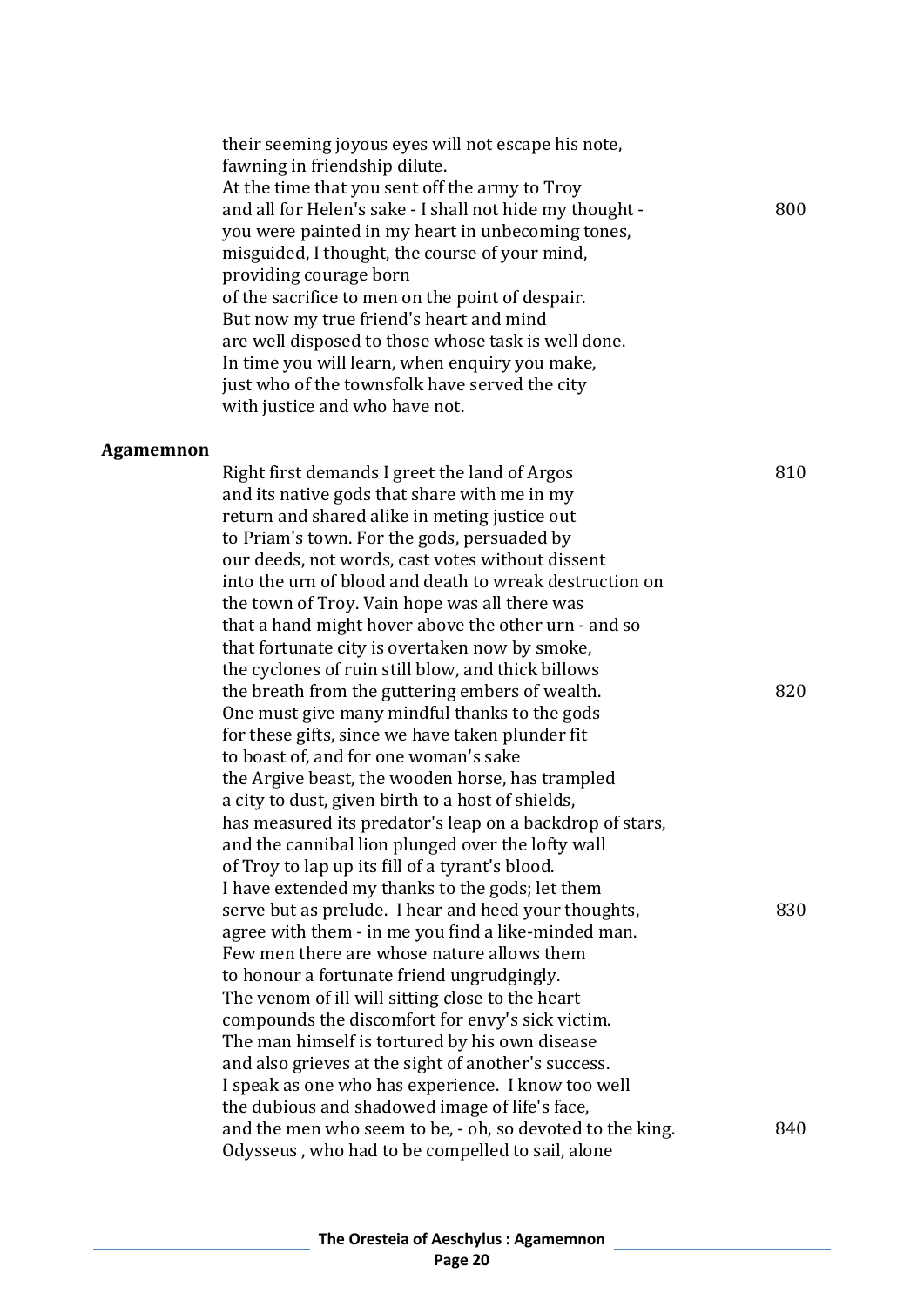their seeming joyous eyes will not escape his note,
fawning in friendship dilute.
At the time that you sent off the army to Troy
and all for Helen's sake - I shall not hide my thought - 800
you were painted in my heart in unbecoming tones,
misguided, I thought, the course of your mind,
providing courage born
of the sacrifice to men on the point of despair.
But now my true friend's heart and mind
are well disposed to those whose task is well done.
In time you will learn, when enquiry you make,
just who of the townsfolk have served the city
with justice and who have not.

**Agamemnon**

Right first demands I greet the land of Argos 810
and its native gods that share with me in my
return and shared alike in meting justice out
to Priam's town. For the gods, persuaded by
our deeds, not words, cast votes without dissent
into the urn of blood and death to wreak destruction on
the town of Troy. Vain hope was all there was
that a hand might hover above the other urn - and so
that fortunate city is overtaken now by smoke,
the cyclones of ruin still blow, and thick billows
the breath from the guttering embers of wealth. 820
One must give many mindful thanks to the gods
for these gifts, since we have taken plunder fit
to boast of, and for one woman's sake
the Argive beast, the wooden horse, has trampled
a city to dust, given birth to a host of shields,
has measured its predator's leap on a backdrop of stars,
and the cannibal lion plunged over the lofty wall
of Troy to lap up its fill of a tyrant's blood.
I have extended my thanks to the gods; let them
serve but as prelude. I hear and heed your thoughts, 830
agree with them - in me you find a like-minded man.
Few men there are whose nature allows them
to honour a fortunate friend ungrudgingly.
The venom of ill will sitting close to the heart
compounds the discomfort for envy's sick victim.
The man himself is tortured by his own disease
and also grieves at the sight of another's success.
I speak as one who has experience. I know too well
the dubious and shadowed image of life's face,
and the men who seem to be, - oh, so devoted to the king. 840
Odysseus , who had to be compelled to sail, alone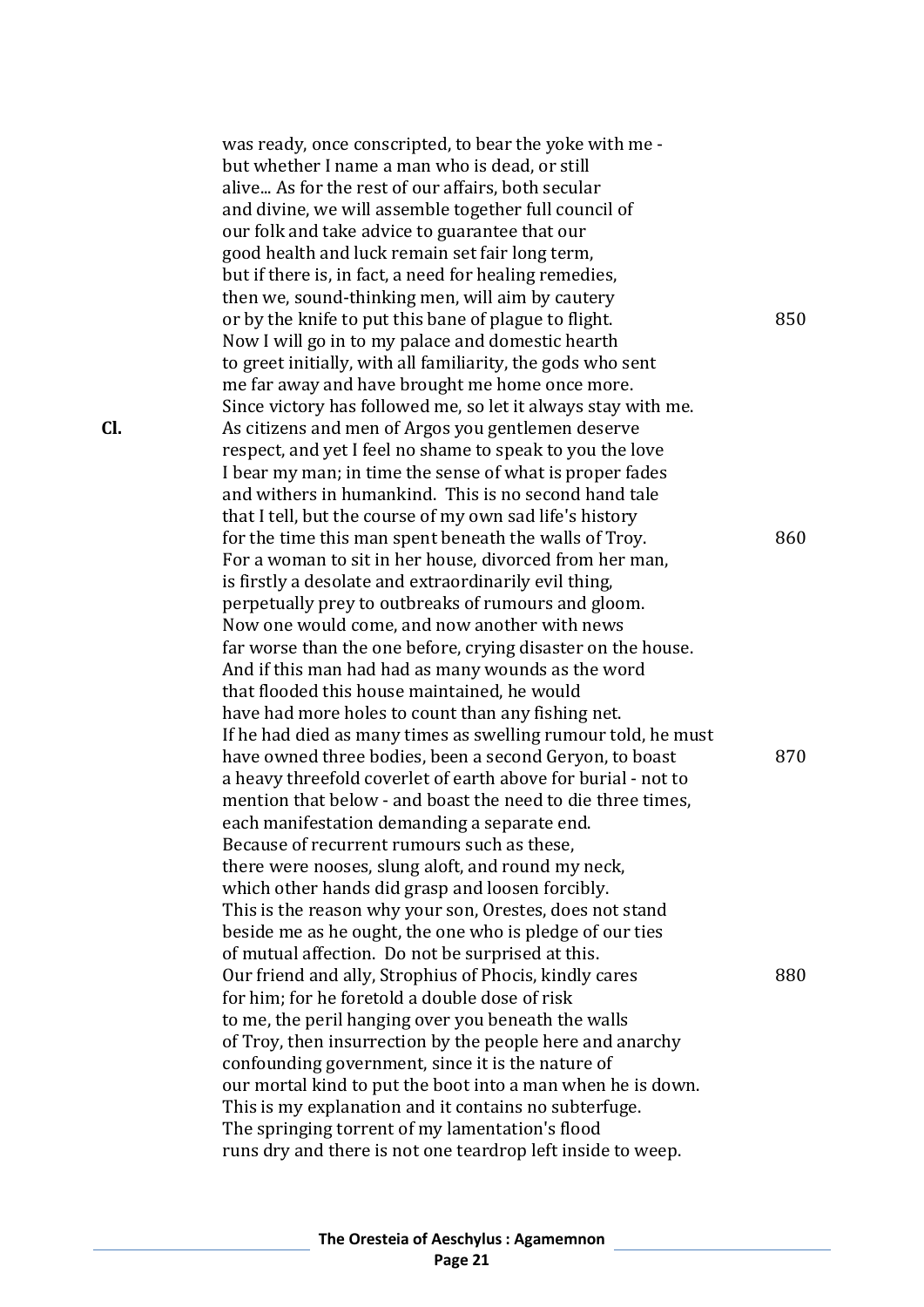was ready, once conscripted, to bear the yoke with me -
but whether I name a man who is dead, or still
alive... As for the rest of our affairs, both secular
and divine, we will assemble together full council of
our folk and take advice to guarantee that our
good health and luck remain set fair long term,
but if there is, in fact, a need for healing remedies,
then we, sound-thinking men, will aim by cautery
or by the knife to put this bane of plague to flight. 850
Now I will go in to my palace and domestic hearth
to greet initially, with all familiarity, the gods who sent
me far away and have brought me home once more.
Since victory has followed me, so let it always stay with me.

**Cl.** As citizens and men of Argos you gentlemen deserve
respect, and yet I feel no shame to speak to you the love
I bear my man; in time the sense of what is proper fades
and withers in humankind. This is no second hand tale
that I tell, but the course of my own sad life's history
for the time this man spent beneath the walls of Troy. 860
For a woman to sit in her house, divorced from her man,
is firstly a desolate and extraordinarily evil thing,
perpetually prey to outbreaks of rumours and gloom.
Now one would come, and now another with news
far worse than the one before, crying disaster on the house.
And if this man had had as many wounds as the word
that flooded this house maintained, he would
have had more holes to count than any fishing net.
If he had died as many times as swelling rumour told, he must
have owned three bodies, been a second Geryon, to boast 870
a heavy threefold coverlet of earth above for burial - not to
mention that below - and boast the need to die three times,
each manifestation demanding a separate end.
Because of recurrent rumours such as these,
there were nooses, slung aloft, and round my neck,
which other hands did grasp and loosen forcibly.
This is the reason why your son, Orestes, does not stand
beside me as he ought, the one who is pledge of our ties
of mutual affection. Do not be surprised at this.
Our friend and ally, Strophius of Phocis, kindly cares 880
for him; for he foretold a double dose of risk
to me, the peril hanging over you beneath the walls
of Troy, then insurrection by the people here and anarchy
confounding government, since it is the nature of
our mortal kind to put the boot into a man when he is down.
This is my explanation and it contains no subterfuge.
The springing torrent of my lamentation's flood
runs dry and there is not one teardrop left inside to weep.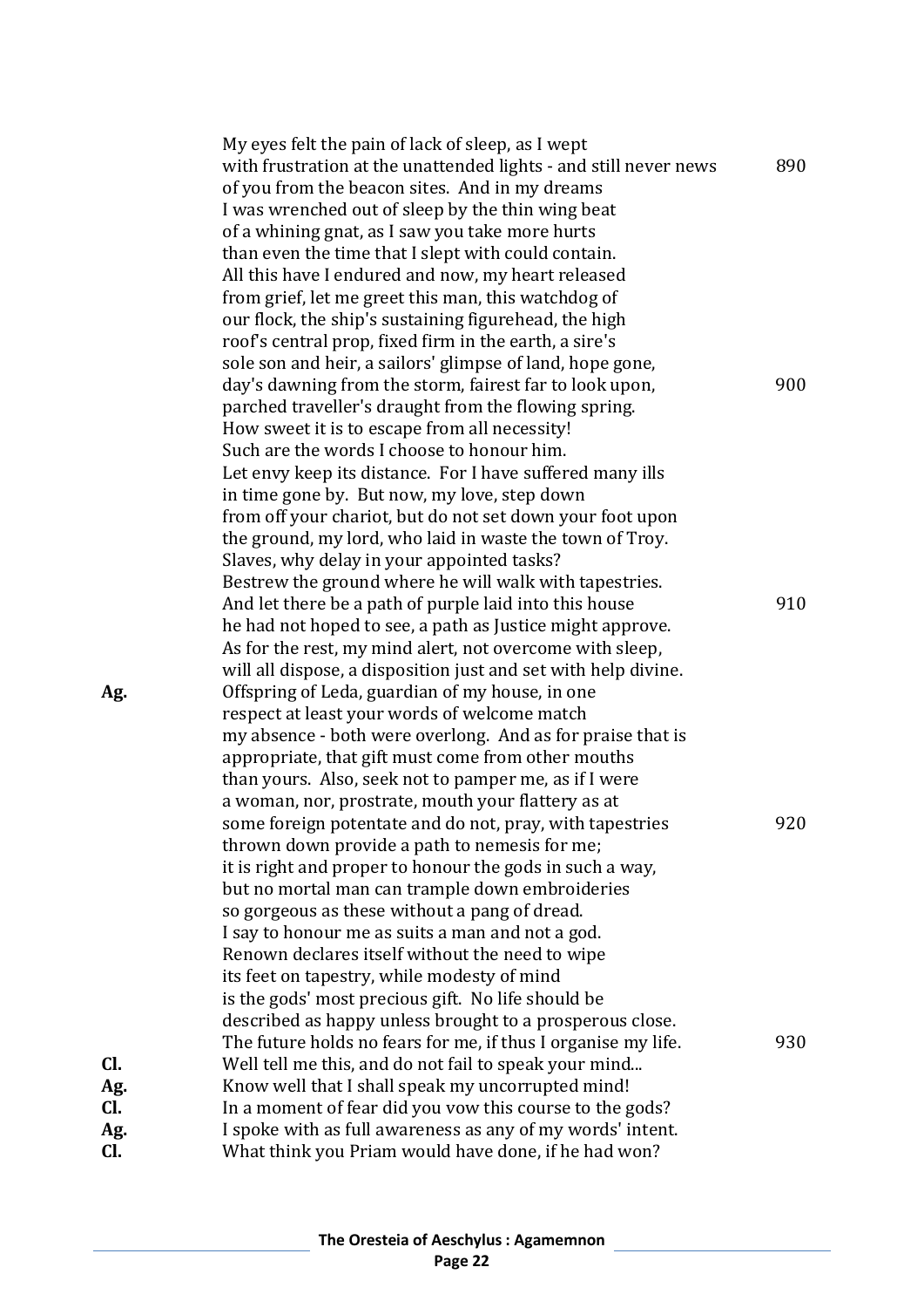My eyes felt the pain of lack of sleep, as I wept
with frustration at the unattended lights - and still never news 890
of you from the beacon sites. And in my dreams
I was wrenched out of sleep by the thin wing beat
of a whining gnat, as I saw you take more hurts
than even the time that I slept with could contain.
All this have I endured and now, my heart released
from grief, let me greet this man, this watchdog of
our flock, the ship's sustaining figurehead, the high
roof's central prop, fixed firm in the earth, a sire's
sole son and heir, a sailors' glimpse of land, hope gone,
day's dawning from the storm, fairest far to look upon, 900
parched traveller's draught from the flowing spring.
How sweet it is to escape from all necessity!
Such are the words I choose to honour him.
Let envy keep its distance. For I have suffered many ills
in time gone by. But now, my love, step down
from off your chariot, but do not set down your foot upon
the ground, my lord, who laid in waste the town of Troy.
Slaves, why delay in your appointed tasks?
Bestrew the ground where he will walk with tapestries.
And let there be a path of purple laid into this house 910
he had not hoped to see, a path as Justice might approve.
As for the rest, my mind alert, not overcome with sleep,
will all dispose, a disposition just and set with help divine.

**Ag.** Offspring of Leda, guardian of my house, in one
respect at least your words of welcome match
my absence - both were overlong. And as for praise that is
appropriate, that gift must come from other mouths
than yours. Also, seek not to pamper me, as if I were
a woman, nor, prostrate, mouth your flattery as at
some foreign potentate and do not, pray, with tapestries 920
thrown down provide a path to nemesis for me;
it is right and proper to honour the gods in such a way,
but no mortal man can trample down embroideries
so gorgeous as these without a pang of dread.
I say to honour me as suits a man and not a god.
Renown declares itself without the need to wipe
its feet on tapestry, while modesty of mind
is the gods' most precious gift. No life should be
described as happy unless brought to a prosperous close.
The future holds no fears for me, if thus I organise my life. 930

**Cl.** Well tell me this, and do not fail to speak your mind...

**Ag.** Know well that I shall speak my uncorrupted mind!

**Cl.** In a moment of fear did you vow this course to the gods?

**Ag.** I spoke with as full awareness as any of my words' intent.

**Cl.** What think you Priam would have done, if he had won?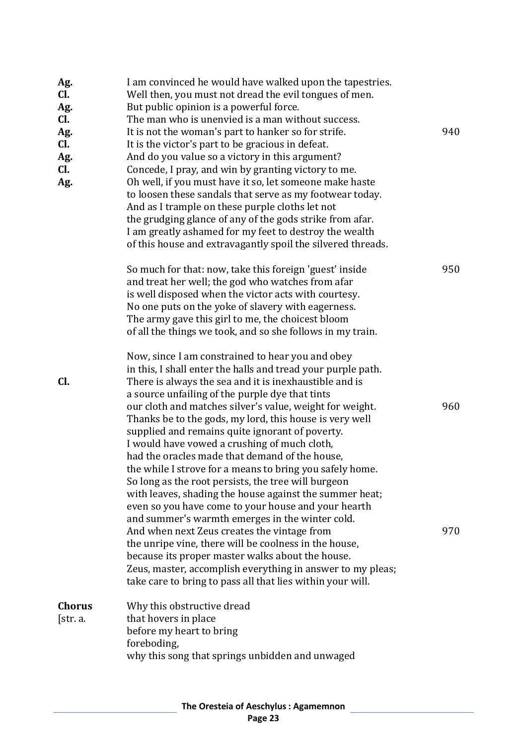**Ag.** I am convinced he would have walked upon the tapestries.
**Cl.** Well then, you must not dread the evil tongues of men.
**Ag.** But public opinion is a powerful force.
**Cl.** The man who is unenvied is a man without success.
**Ag.** It is not the woman's part to hanker so for strife. 940
**Cl.** It is the victor's part to be gracious in defeat.
**Ag.** And do you value so a victory in this argument?
**Cl.** Concede, I pray, and win by granting victory to me.
**Ag.** Oh well, if you must have it so, let someone make haste
to loosen these sandals that serve as my footwear today.
And as I trample on these purple cloths let not
the grudging glance of any of the gods strike from afar.
I am greatly ashamed for my feet to destroy the wealth
of this house and extravagantly spoil the silvered threads.

So much for that: now, take this foreign 'guest' inside 950
and treat her well; the god who watches from afar
is well disposed when the victor acts with courtesy.
No one puts on the yoke of slavery with eagerness.
The army gave this girl to me, the choicest bloom
of all the things we took, and so she follows in my train.

Now, since I am constrained to hear you and obey
in this, I shall enter the halls and tread your purple path.
**Cl.** There is always the sea and it is inexhaustible and is
a source unfailing of the purple dye that tints
our cloth and matches silver's value, weight for weight. 960
Thanks be to the gods, my lord, this house is very well
supplied and remains quite ignorant of poverty.
I would have vowed a crushing of much cloth,
had the oracles made that demand of the house,
the while I strove for a means to bring you safely home.
So long as the root persists, the tree will burgeon
with leaves, shading the house against the summer heat;
even so you have come to your house and your hearth
and summer's warmth emerges in the winter cold.
And when next Zeus creates the vintage from 970
the unripe vine, there will be coolness in the house,
because its proper master walks about the house.
Zeus, master, accomplish everything in answer to my pleas;
take care to bring to pass all that lies within your will.

**Chorus**
[str. a.
Why this obstructive dread
that hovers in place
before my heart to bring
foreboding,
why this song that springs unbidden and unwaged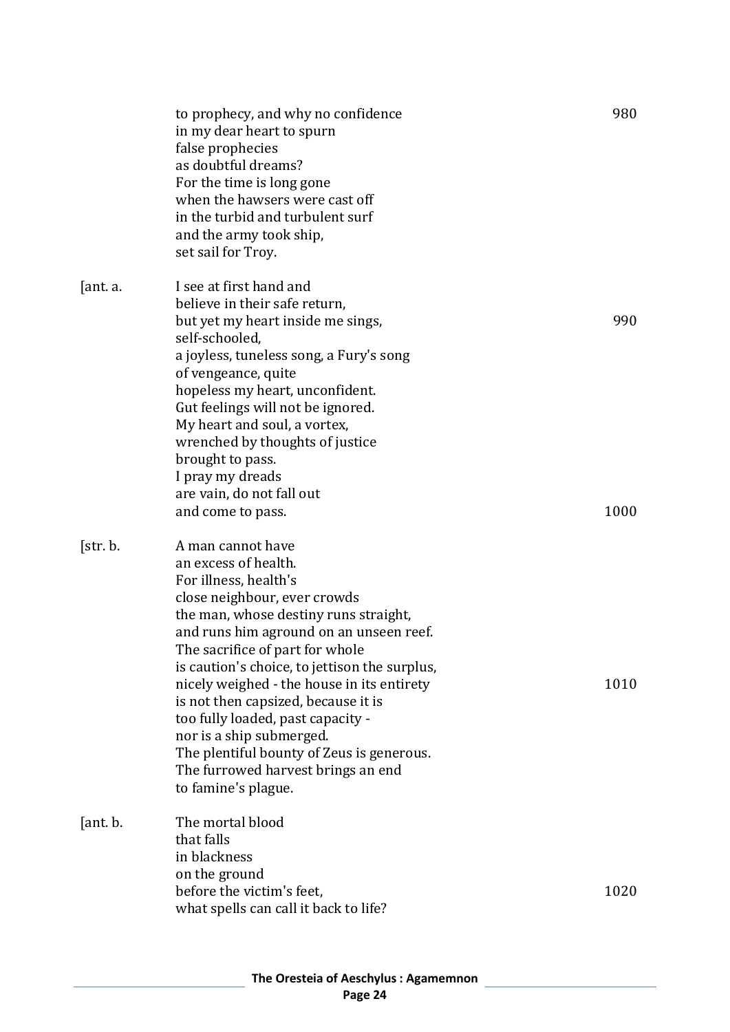to prophecy, and why no confidence 980
in my dear heart to spurn
false prophecies
as doubtful dreams?
For the time is long gone
when the hawsers were cast off
in the turbid and turbulent surf
and the army took ship,
set sail for Troy.

[ant. a.

I see at first hand and
believe in their safe return,
but yet my heart inside me sings, 990
self-schooled,
a joyless, tuneless song, a Fury's song
of vengeance, quite
hopeless my heart, unconfident.
Gut feelings will not be ignored.
My heart and soul, a vortex,
wrenched by thoughts of justice
brought to pass.
I pray my dreads
are vain, do not fall out
and come to pass. 1000

[str. b.

A man cannot have
an excess of health.
For illness, health's
close neighbour, ever crowds
the man, whose destiny runs straight,
and runs him aground on an unseen reef.
The sacrifice of part for whole
is caution's choice, to jettison the surplus,
nicely weighed - the house in its entirety 1010
is not then capsized, because it is
too fully loaded, past capacity -
nor is a ship submerged.
The plentiful bounty of Zeus is generous.
The furrowed harvest brings an end
to famine's plague.

[ant. b.

The mortal blood
that falls
in blackness
on the ground
before the victim's feet, 1020
what spells can call it back to life?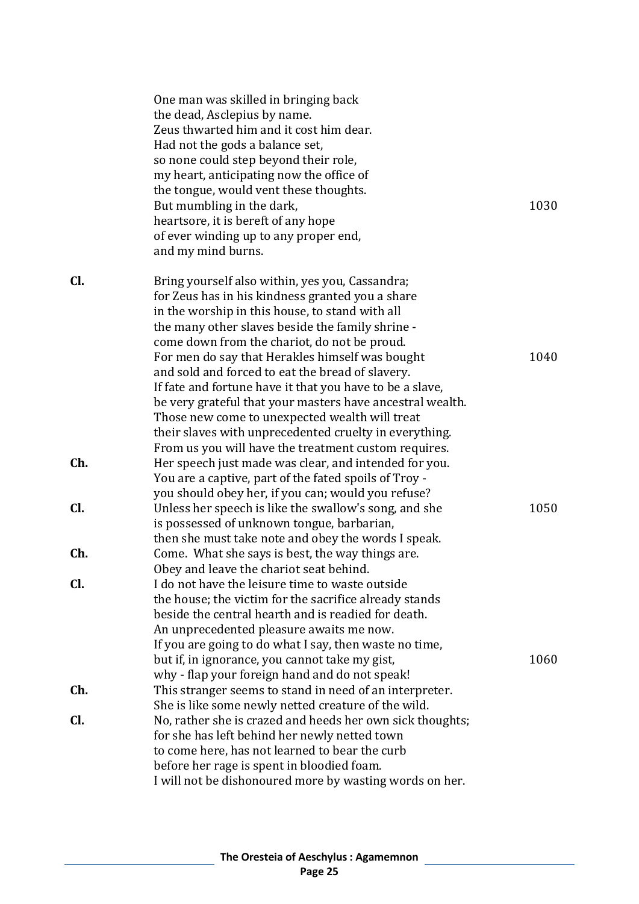One man was skilled in bringing back  
the dead, Asclepius by name.  
Zeus thwarted him and it cost him dear.  
Had not the gods a balance set,  
so none could step beyond their role,  
my heart, anticipating now the office of  
the tongue, would vent these thoughts.  
But mumbling in the dark, 1030  
heartsore, it is bereft of any hope  
of ever winding up to any proper end,  
and my mind burns.

**Cl.** Bring yourself also within, yes you, Cassandra;  
for Zeus has in his kindness granted you a share  
in the worship in this house, to stand with all  
the many other slaves beside the family shrine -  
come down from the chariot, do not be proud.  
For men do say that Herakles himself was bought 1040  
and sold and forced to eat the bread of slavery.  
If fate and fortune have it that you have to be a slave,  
be very grateful that your masters have ancestral wealth.  
Those new come to unexpected wealth will treat  
their slaves with unprecedented cruelty in everything.  
From us you will have the treatment custom requires.

**Ch.** Her speech just made was clear, and intended for you.  
You are a captive, part of the fated spoils of Troy -  
you should obey her, if you can; would you refuse?

**Cl.** Unless her speech is like the swallow's song, and she 1050  
is possessed of unknown tongue, barbarian,  
then she must take note and obey the words I speak.

**Ch.** Come. What she says is best, the way things are.  
Obey and leave the chariot seat behind.

**Cl.** I do not have the leisure time to waste outside  
the house; the victim for the sacrifice already stands  
beside the central hearth and is readied for death.  
An unprecedented pleasure awaits me now.  
If you are going to do what I say, then waste no time,  
but if, in ignorance, you cannot take my gist, 1060  
why - flap your foreign hand and do not speak!

**Ch.** This stranger seems to stand in need of an interpreter.  
She is like some newly netted creature of the wild.

**Cl.** No, rather she is crazed and heeds her own sick thoughts;  
for she has left behind her newly netted town  
to come here, has not learned to bear the curb  
before her rage is spent in bloodied foam.  
I will not be dishonoured more by wasting words on her.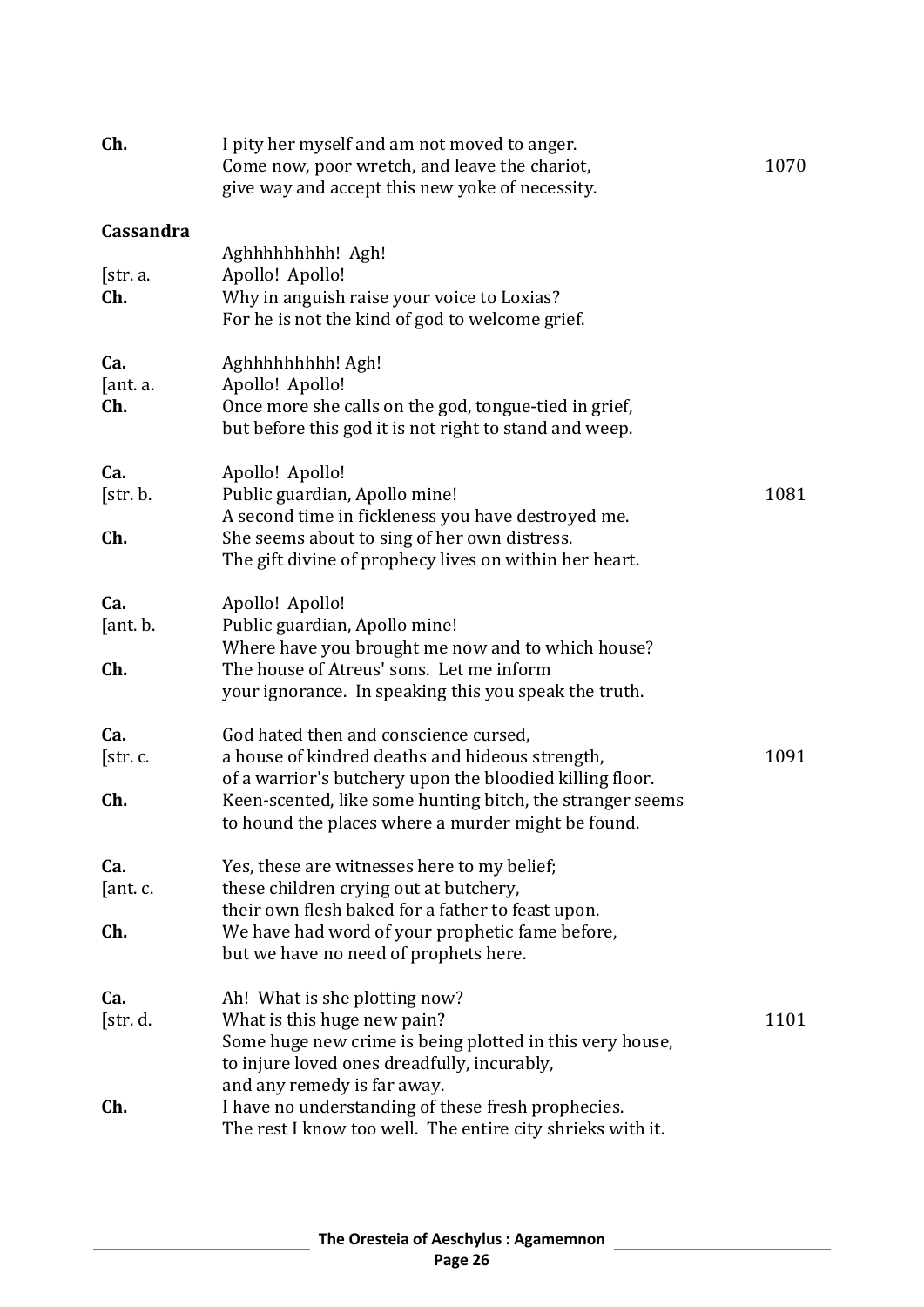**Ch.** I pity her myself and am not moved to anger.
Come now, poor wretch, and leave the chariot, 1070
give way and accept this new yoke of necessity.

**Cassandra**

Aghhhhhhhhh! Agh!
[str. a. Apollo! Apollo!
**Ch.** Why in anguish raise your voice to Loxias?
For he is not the kind of god to welcome grief.

**Ca.** Aghhhhhhhhh! Agh!
[ant. a. Apollo! Apollo!
**Ch.** Once more she calls on the god, tongue-tied in grief,
but before this god it is not right to stand and weep.

**Ca.** Apollo! Apollo!
[str. b. Public guardian, Apollo mine! 1081
A second time in fickleness you have destroyed me.
**Ch.** She seems about to sing of her own distress.
The gift divine of prophecy lives on within her heart.

**Ca.** Apollo! Apollo!
[ant. b. Public guardian, Apollo mine!
Where have you brought me now and to which house?
**Ch.** The house of Atreus' sons. Let me inform
your ignorance. In speaking this you speak the truth.

**Ca.** God hated then and conscience cursed,
[str. c. a house of kindred deaths and hideous strength, 1091
of a warrior's butchery upon the bloodied killing floor.
**Ch.** Keen-scented, like some hunting bitch, the stranger seems
to hound the places where a murder might be found.

**Ca.** Yes, these are witnesses here to my belief;
[ant. c. these children crying out at butchery,
their own flesh baked for a father to feast upon.
**Ch.** We have had word of your prophetic fame before,
but we have no need of prophets here.

**Ca.** Ah! What is she plotting now?
[str. d. What is this huge new pain? 1101
Some huge new crime is being plotted in this very house,
to injure loved ones dreadfully, incurably,
and any remedy is far away.
**Ch.** I have no understanding of these fresh prophecies.
The rest I know too well. The entire city shrieks with it.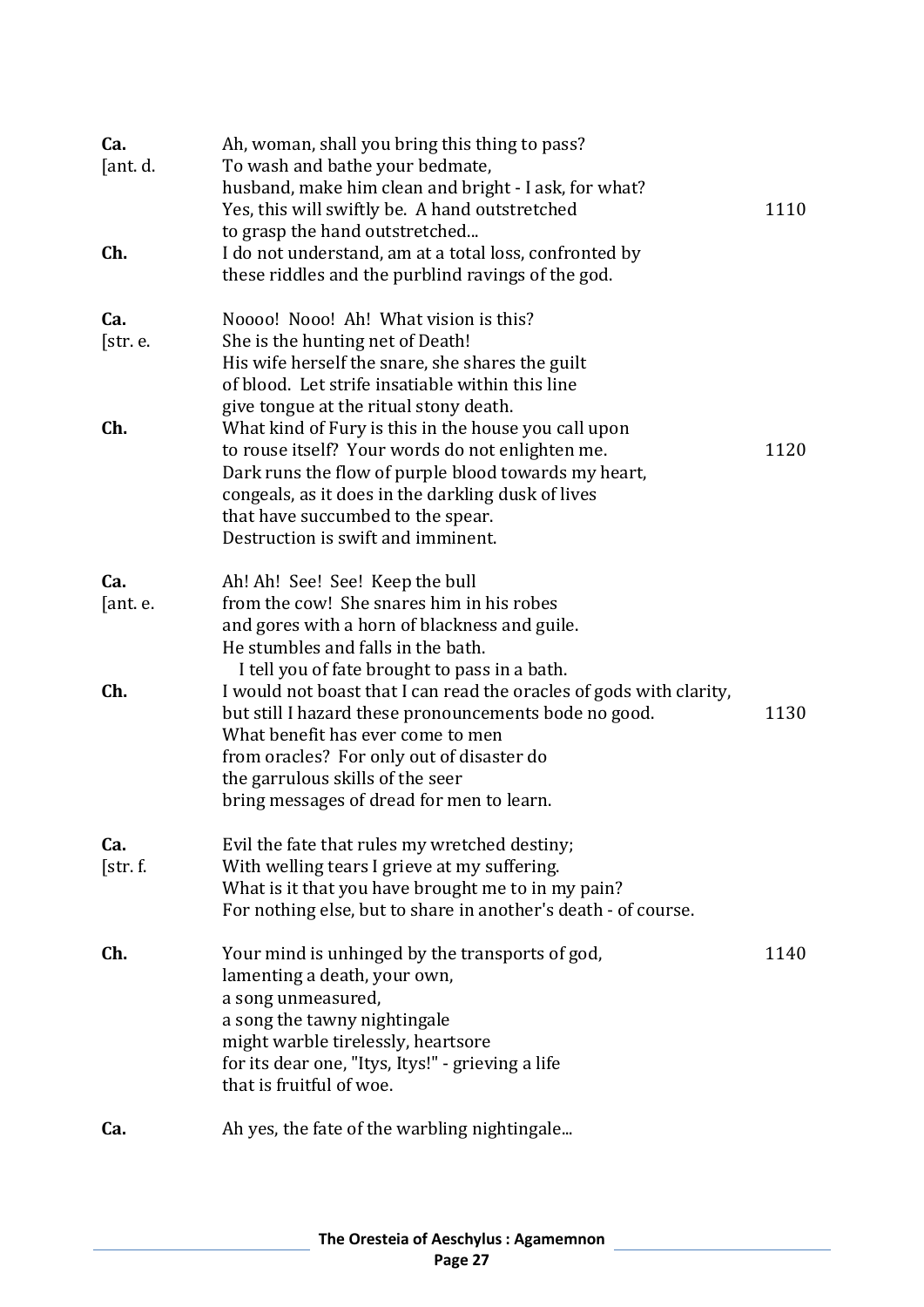**Ca.** Ah, woman, shall you bring this thing to pass?
[ant. d. To wash and bathe your bedmate,
husband, make him clean and bright - I ask, for what?
Yes, this will swiftly be. A hand outstretched 1110
to grasp the hand outstretched...

**Ch.** I do not understand, am at a total loss, confronted by
these riddles and the purblind ravings of the god.

**Ca.** Noooo! Nooo! Ah! What vision is this?
[str. e. She is the hunting net of Death!
His wife herself the snare, she shares the guilt
of blood. Let strife insatiable within this line
give tongue at the ritual stony death.

**Ch.** What kind of Fury is this in the house you call upon
to rouse itself? Your words do not enlighten me. 1120
Dark runs the flow of purple blood towards my heart,
congeals, as it does in the darkling dusk of lives
that have succumbed to the spear.
Destruction is swift and imminent.

**Ca.** Ah! Ah! See! See! Keep the bull
[ant. e. from the cow! She snares him in his robes
and gores with a horn of blackness and guile.
He stumbles and falls in the bath.
I tell you of fate brought to pass in a bath.

**Ch.** I would not boast that I can read the oracles of gods with clarity,
but still I hazard these pronouncements bode no good. 1130
What benefit has ever come to men
from oracles? For only out of disaster do
the garrulous skills of the seer
bring messages of dread for men to learn.

**Ca.** Evil the fate that rules my wretched destiny;
[str. f. With welling tears I grieve at my suffering.
What is it that you have brought me to in my pain?
For nothing else, but to share in another's death - of course.

**Ch.** Your mind is unhinged by the transports of god, 1140
lamenting a death, your own,
a song unmeasured,
a song the tawny nightingale
might warble tirelessly, heartsore
for its dear one, "Itys, Itys!" - grieving a life
that is fruitful of woe.

**Ca.** Ah yes, the fate of the warbling nightingale...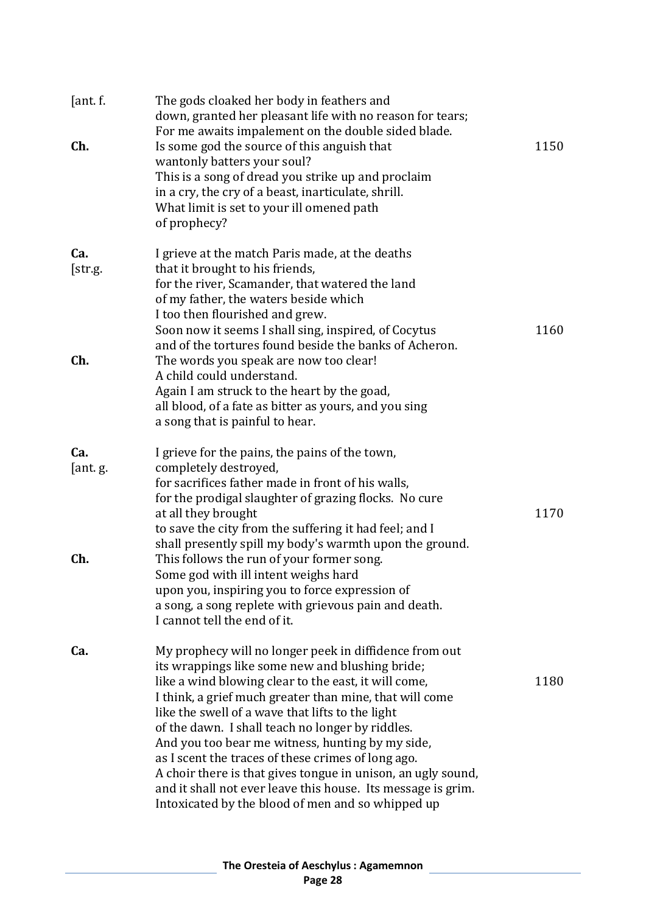[ant. f.  The gods cloaked her body in feathers and  
down, granted her pleasant life with no reason for tears;  
For me awaits impalement on the double sided blade.

**Ch.**  Is some god the source of this anguish that  1150  
wantonly batters your soul?  
This is a song of dread you strike up and proclaim  
in a cry, the cry of a beast, inarticulate, shrill.  
What limit is set to your ill omened path  
of prophecy?

**Ca.**  
[str.g.  I grieve at the match Paris made, at the deaths  
that it brought to his friends,  
for the river, Scamander, that watered the land  
of my father, the waters beside which  
I too then flourished and grew.  
Soon now it seems I shall sing, inspired, of Cocytus  1160  
and of the tortures found beside the banks of Acheron.

**Ch.**  The words you speak are now too clear!  
A child could understand.  
Again I am struck to the heart by the goad,  
all blood, of a fate as bitter as yours, and you sing  
a song that is painful to hear.

**Ca.**  
[ant. g.  I grieve for the pains, the pains of the town,  
completely destroyed,  
for sacrifices father made in front of his walls,  
for the prodigal slaughter of grazing flocks. No cure  
at all they brought  1170  
to save the city from the suffering it had feel; and I  
shall presently spill my body's warmth upon the ground.

**Ch.**  This follows the run of your former song.  
Some god with ill intent weighs hard  
upon you, inspiring you to force expression of  
a song, a song replete with grievous pain and death.  
I cannot tell the end of it.

**Ca.**  My prophecy will no longer peek in diffidence from out  
its wrappings like some new and blushing bride;  
like a wind blowing clear to the east, it will come,  1180  
I think, a grief much greater than mine, that will come  
like the swell of a wave that lifts to the light  
of the dawn. I shall teach no longer by riddles.  
And you too bear me witness, hunting by my side,  
as I scent the traces of these crimes of long ago.  
A choir there is that gives tongue in unison, an ugly sound,  
and it shall not ever leave this house. Its message is grim.  
Intoxicated by the blood of men and so whipped up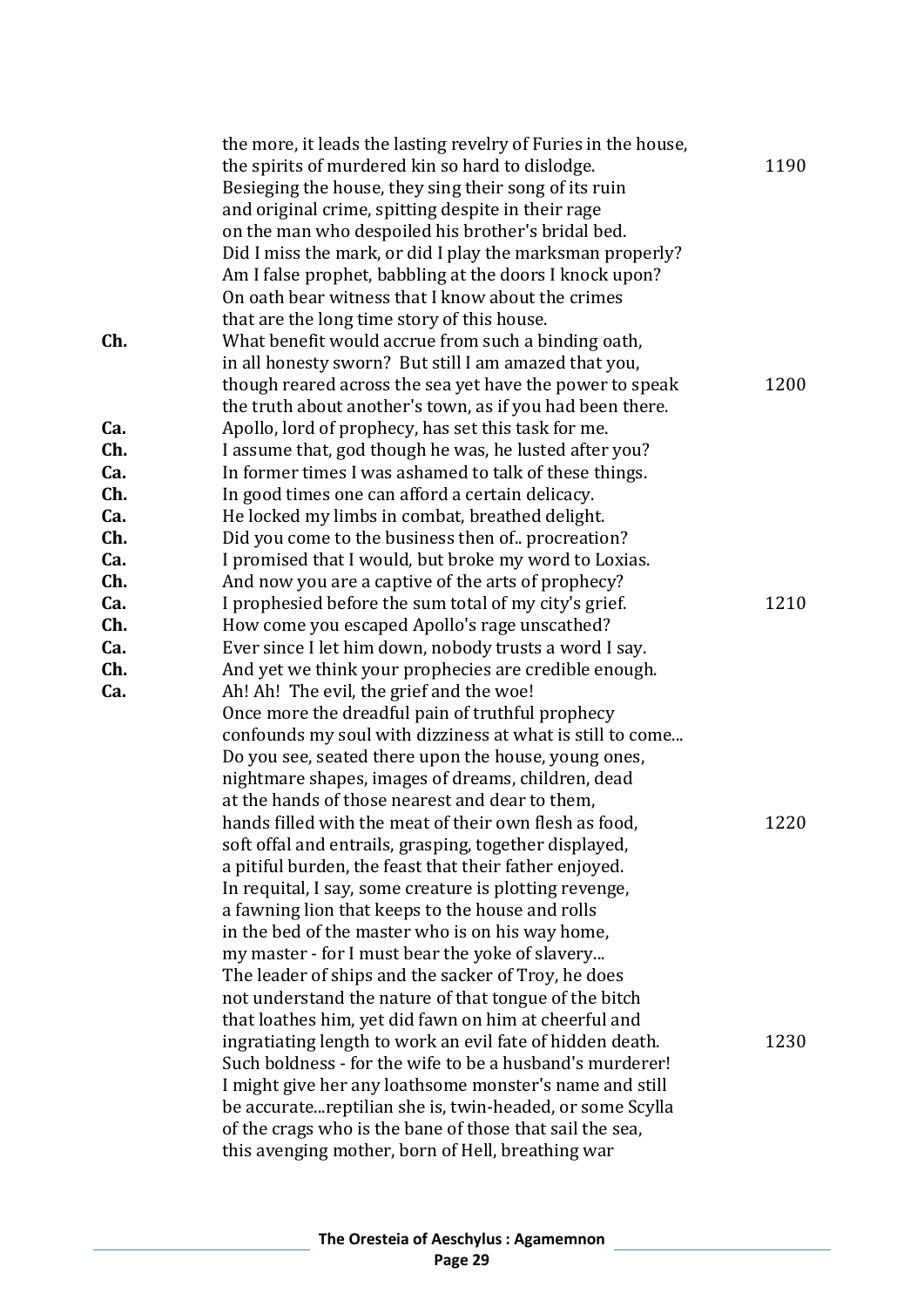the more, it leads the lasting revelry of Furies in the house,
the spirits of murdered kin so hard to dislodge. 1190
Besieging the house, they sing their song of its ruin
and original crime, spitting despite in their rage
on the man who despoiled his brother's bridal bed.
Did I miss the mark, or did I play the marksman properly?
Am I false prophet, babbling at the doors I knock upon?
On oath bear witness that I know about the crimes
that are the long time story of this house.

**Ch.** What benefit would accrue from such a binding oath,
in all honesty sworn? But still I am amazed that you,
though reared across the sea yet have the power to speak 1200
the truth about another's town, as if you had been there.

**Ca.** Apollo, lord of prophecy, has set this task for me.

**Ch.** I assume that, god though he was, he lusted after you?

**Ca.** In former times I was ashamed to talk of these things.

**Ch.** In good times one can afford a certain delicacy.

**Ca.** He locked my limbs in combat, breathed delight.

**Ch.** Did you come to the business then of.. procreation?

**Ca.** I promised that I would, but broke my word to Loxias.

**Ch.** And now you are a captive of the arts of prophecy?

**Ca.** I prophesied before the sum total of my city's grief. 1210

**Ch.** How come you escaped Apollo's rage unscathed?

**Ca.** Ever since I let him down, nobody trusts a word I say.

**Ch.** And yet we think your prophecies are credible enough.

**Ca.** Ah! Ah! The evil, the grief and the woe!
Once more the dreadful pain of truthful prophecy
confounds my soul with dizziness at what is still to come...
Do you see, seated there upon the house, young ones,
nightmare shapes, images of dreams, children, dead
at the hands of those nearest and dear to them,
hands filled with the meat of their own flesh as food, 1220
soft offal and entrails, grasping, together displayed,
a pitiful burden, the feast that their father enjoyed.
In requital, I say, some creature is plotting revenge,
a fawning lion that keeps to the house and rolls
in the bed of the master who is on his way home,
my master - for I must bear the yoke of slavery...
The leader of ships and the sacker of Troy, he does
not understand the nature of that tongue of the bitch
that loathes him, yet did fawn on him at cheerful and
ingratiating length to work an evil fate of hidden death. 1230
Such boldness - for the wife to be a husband's murderer!
I might give her any loathsome monster's name and still
be accurate...reptilian she is, twin-headed, or some Scylla
of the crags who is the bane of those that sail the sea,
this avenging mother, born of Hell, breathing war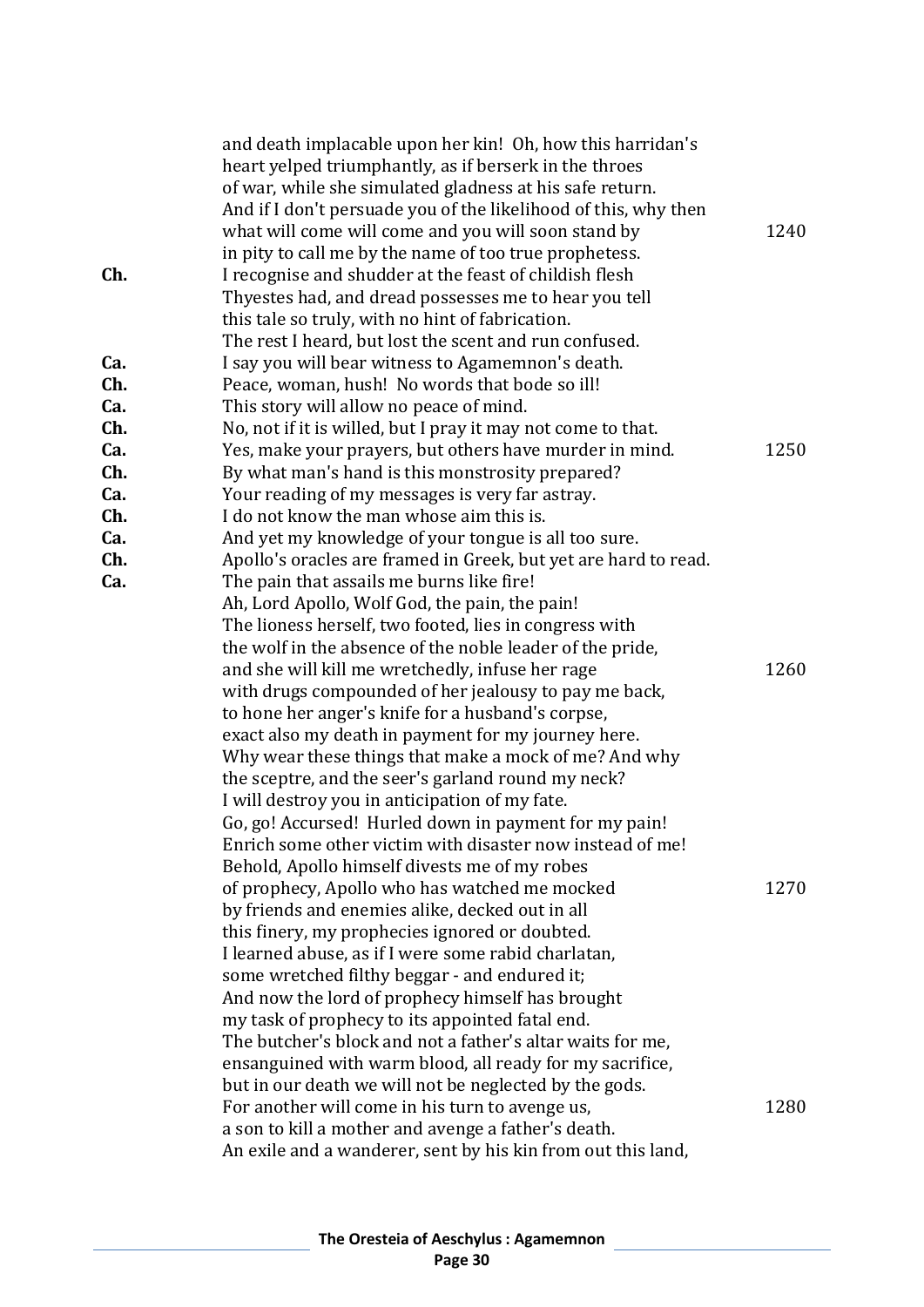and death implacable upon her kin! Oh, how this harridan's
heart yelped triumphantly, as if berserk in the throes
of war, while she simulated gladness at his safe return.
And if I don't persuade you of the likelihood of this, why then
what will come will come and you will soon stand by 1240
in pity to call me by the name of too true prophetess.

**Ch.** I recognise and shudder at the feast of childish flesh
Thyestes had, and dread possesses me to hear you tell
this tale so truly, with no hint of fabrication.
The rest I heard, but lost the scent and run confused.

**Ca.** I say you will bear witness to Agamemnon's death.

**Ch.** Peace, woman, hush! No words that bode so ill!

**Ca.** This story will allow no peace of mind.

**Ch.** No, not if it is willed, but I pray it may not come to that.

**Ca.** Yes, make your prayers, but others have murder in mind. 1250

**Ch.** By what man's hand is this monstrosity prepared?

**Ca.** Your reading of my messages is very far astray.

**Ch.** I do not know the man whose aim this is.

**Ca.** And yet my knowledge of your tongue is all too sure.

**Ch.** Apollo's oracles are framed in Greek, but yet are hard to read.

**Ca.** The pain that assails me burns like fire!
Ah, Lord Apollo, Wolf God, the pain, the pain!
The lioness herself, two footed, lies in congress with
the wolf in the absence of the noble leader of the pride,
and she will kill me wretchedly, infuse her rage 1260
with drugs compounded of her jealousy to pay me back,
to hone her anger's knife for a husband's corpse,
exact also my death in payment for my journey here.
Why wear these things that make a mock of me? And why
the sceptre, and the seer's garland round my neck?
I will destroy you in anticipation of my fate.
Go, go! Accursed! Hurled down in payment for my pain!
Enrich some other victim with disaster now instead of me!
Behold, Apollo himself divests me of my robes
of prophecy, Apollo who has watched me mocked 1270
by friends and enemies alike, decked out in all
this finery, my prophecies ignored or doubted.
I learned abuse, as if I were some rabid charlatan,
some wretched filthy beggar - and endured it;
And now the lord of prophecy himself has brought
my task of prophecy to its appointed fatal end.
The butcher's block and not a father's altar waits for me,
ensanguined with warm blood, all ready for my sacrifice,
but in our death we will not be neglected by the gods.
For another will come in his turn to avenge us, 1280
a son to kill a mother and avenge a father's death.
An exile and a wanderer, sent by his kin from out this land,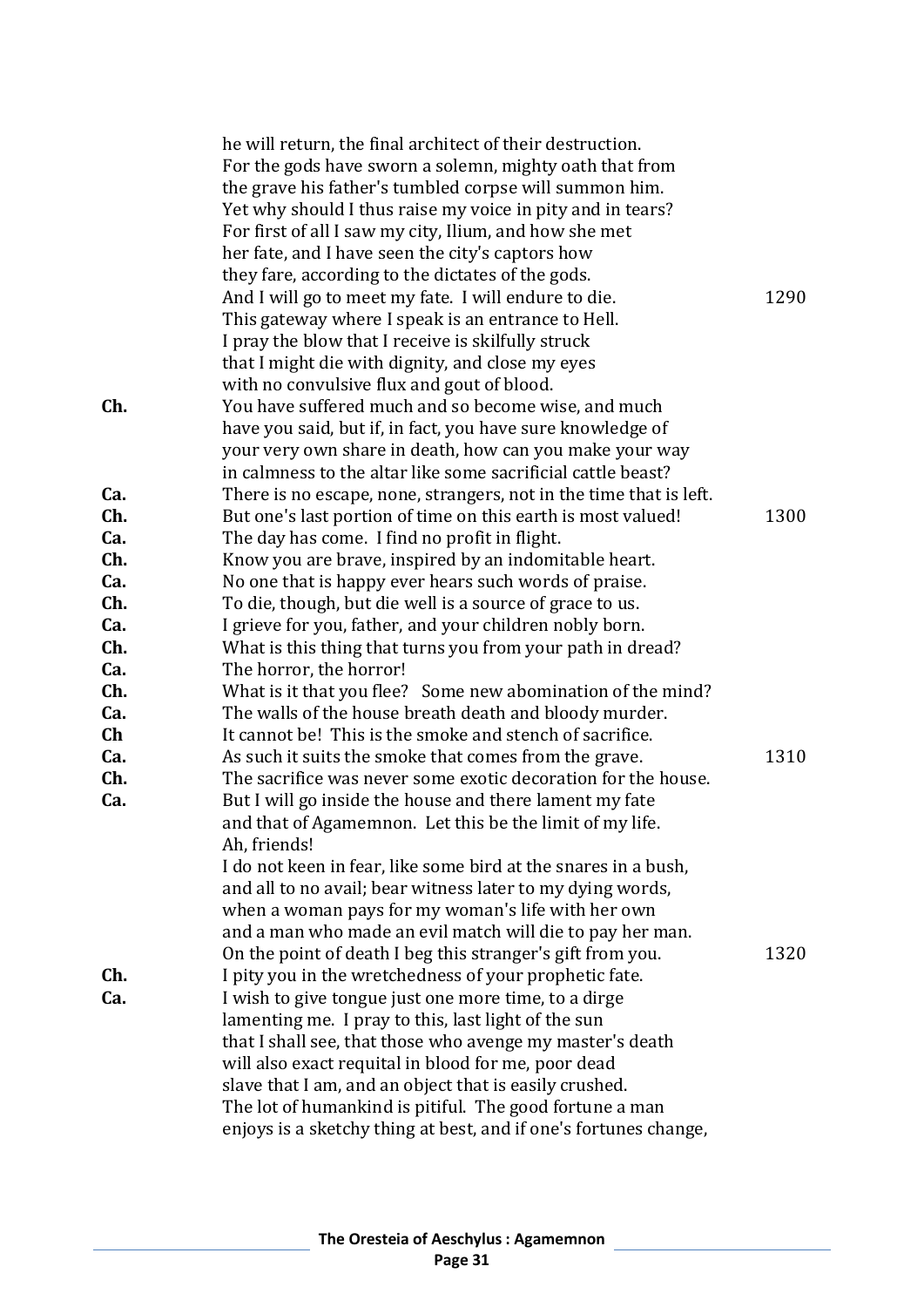he will return, the final architect of their destruction.
For the gods have sworn a solemn, mighty oath that from
the grave his father's tumbled corpse will summon him.
Yet why should I thus raise my voice in pity and in tears?
For first of all I saw my city, Ilium, and how she met
her fate, and I have seen the city's captors how
they fare, according to the dictates of the gods.
And I will go to meet my fate. I will endure to die. 1290
This gateway where I speak is an entrance to Hell.
I pray the blow that I receive is skilfully struck
that I might die with dignity, and close my eyes
with no convulsive flux and gout of blood.

**Ch.** You have suffered much and so become wise, and much
have you said, but if, in fact, you have sure knowledge of
your very own share in death, how can you make your way
in calmness to the altar like some sacrificial cattle beast?

**Ca.** There is no escape, none, strangers, not in the time that is left.

**Ch.** But one's last portion of time on this earth is most valued! 1300

**Ca.** The day has come. I find no profit in flight.

**Ch.** Know you are brave, inspired by an indomitable heart.

**Ca.** No one that is happy ever hears such words of praise.

**Ch.** To die, though, but die well is a source of grace to us.

**Ca.** I grieve for you, father, and your children nobly born.

**Ch.** What is this thing that turns you from your path in dread?

**Ca.** The horror, the horror!

**Ch.** What is it that you flee? Some new abomination of the mind?

**Ca.** The walls of the house breath death and bloody murder.

**Ch** It cannot be! This is the smoke and stench of sacrifice.

**Ca.** As such it suits the smoke that comes from the grave. 1310

**Ch.** The sacrifice was never some exotic decoration for the house.

**Ca.** But I will go inside the house and there lament my fate
and that of Agamemnon. Let this be the limit of my life.
Ah, friends!
I do not keen in fear, like some bird at the snares in a bush,
and all to no avail; bear witness later to my dying words,
when a woman pays for my woman's life with her own
and a man who made an evil match will die to pay her man.
On the point of death I beg this stranger's gift from you. 1320

**Ch.** I pity you in the wretchedness of your prophetic fate.

**Ca.** I wish to give tongue just one more time, to a dirge
lamenting me. I pray to this, last light of the sun
that I shall see, that those who avenge my master's death
will also exact requital in blood for me, poor dead
slave that I am, and an object that is easily crushed.
The lot of humankind is pitiful. The good fortune a man
enjoys is a sketchy thing at best, and if one's fortunes change,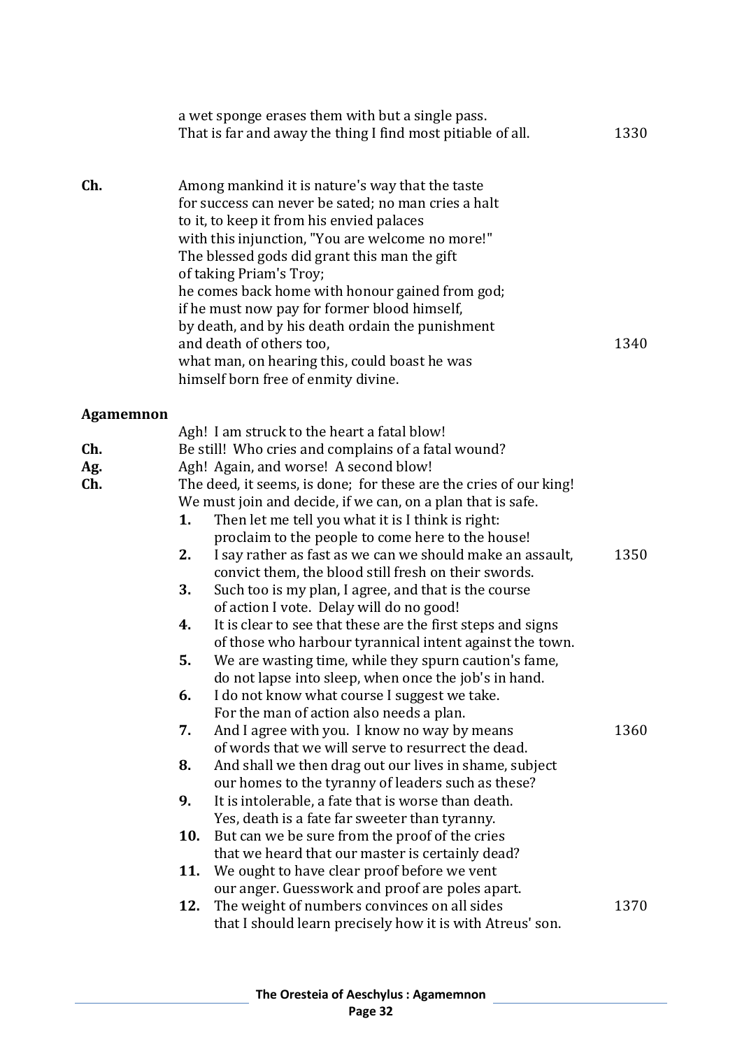a wet sponge erases them with but a single pass.
That is far and away the thing I find most pitiable of all. 1330

**Ch.** Among mankind it is nature's way that the taste
for success can never be sated; no man cries a halt
to it, to keep it from his envied palaces
with this injunction, "You are welcome no more!"
The blessed gods did grant this man the gift
of taking Priam's Troy;
he comes back home with honour gained from god;
if he must now pay for former blood himself,
by death, and by his death ordain the punishment
and death of others too, 1340
what man, on hearing this, could boast he was
himself born free of enmity divine.

**Agamemnon**

Agh! I am struck to the heart a fatal blow!

**Ch.** Be still! Who cries and complains of a fatal wound?

**Ag.** Agh! Again, and worse! A second blow!

**Ch.** The deed, it seems, is done; for these are the cries of our king!
We must join and decide, if we can, on a plan that is safe.

**1.** Then let me tell you what it is I think is right:
proclaim to the people to come here to the house!

**2.** I say rather as fast as we can we should make an assault, 1350
convict them, the blood still fresh on their swords.

**3.** Such too is my plan, I agree, and that is the course
of action I vote. Delay will do no good!

**4.** It is clear to see that these are the first steps and signs
of those who harbour tyrannical intent against the town.

**5.** We are wasting time, while they spurn caution's fame,
do not lapse into sleep, when once the job's in hand.

**6.** I do not know what course I suggest we take.
For the man of action also needs a plan.

**7.** And I agree with you. I know no way by means 1360
of words that we will serve to resurrect the dead.

**8.** And shall we then drag out our lives in shame, subject
our homes to the tyranny of leaders such as these?

**9.** It is intolerable, a fate that is worse than death.
Yes, death is a fate far sweeter than tyranny.

**10.** But can we be sure from the proof of the cries
that we heard that our master is certainly dead?

**11.** We ought to have clear proof before we vent
our anger. Guesswork and proof are poles apart.

**12.** The weight of numbers convinces on all sides 1370
that I should learn precisely how it is with Atreus' son.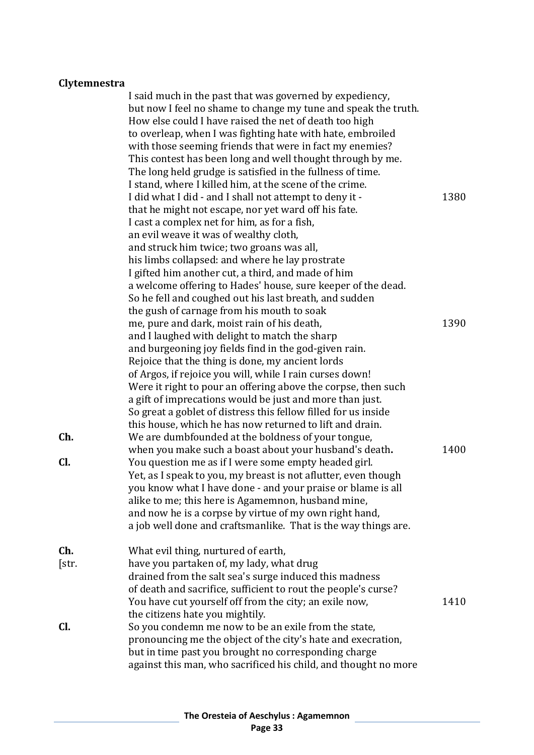**Clytemnestra**

I said much in the past that was governed by expediency,
but now I feel no shame to change my tune and speak the truth.
How else could I have raised the net of death too high
to overleap, when I was fighting hate with hate, embroiled
with those seeming friends that were in fact my enemies?
This contest has been long and well thought through by me.
The long held grudge is satisfied in the fullness of time.
I stand, where I killed him, at the scene of the crime.
I did what I did - and I shall not attempt to deny it - 1380
that he might not escape, nor yet ward off his fate.
I cast a complex net for him, as for a fish,
an evil weave it was of wealthy cloth,
and struck him twice; two groans was all,
his limbs collapsed: and where he lay prostrate
I gifted him another cut, a third, and made of him
a welcome offering to Hades' house, sure keeper of the dead.
So he fell and coughed out his last breath, and sudden
the gush of carnage from his mouth to soak
me, pure and dark, moist rain of his death, 1390
and I laughed with delight to match the sharp
and burgeoning joy fields find in the god-given rain.
Rejoice that the thing is done, my ancient lords
of Argos, if rejoice you will, while I rain curses down!
Were it right to pour an offering above the corpse, then such
a gift of imprecations would be just and more than just.
So great a goblet of distress this fellow filled for us inside
this house, which he has now returned to lift and drain.

**Ch.** We are dumbfounded at the boldness of your tongue,
when you make such a boast about your husband's death**.** 1400

**Cl.** You question me as if I were some empty headed girl.
Yet, as I speak to you, my breast is not aflutter, even though
you know what I have done - and your praise or blame is all
alike to me; this here is Agamemnon, husband mine,
and now he is a corpse by virtue of my own right hand,
a job well done and craftsmanlike. That is the way things are.

**Ch.** What evil thing, nurtured of earth,
[str. have you partaken of, my lady, what drug
drained from the salt sea's surge induced this madness
of death and sacrifice, sufficient to rout the people's curse?
You have cut yourself off from the city; an exile now, 1410
the citizens hate you mightily.

**Cl.** So you condemn me now to be an exile from the state,
pronouncing me the object of the city's hate and execration,
but in time past you brought no corresponding charge
against this man, who sacrificed his child, and thought no more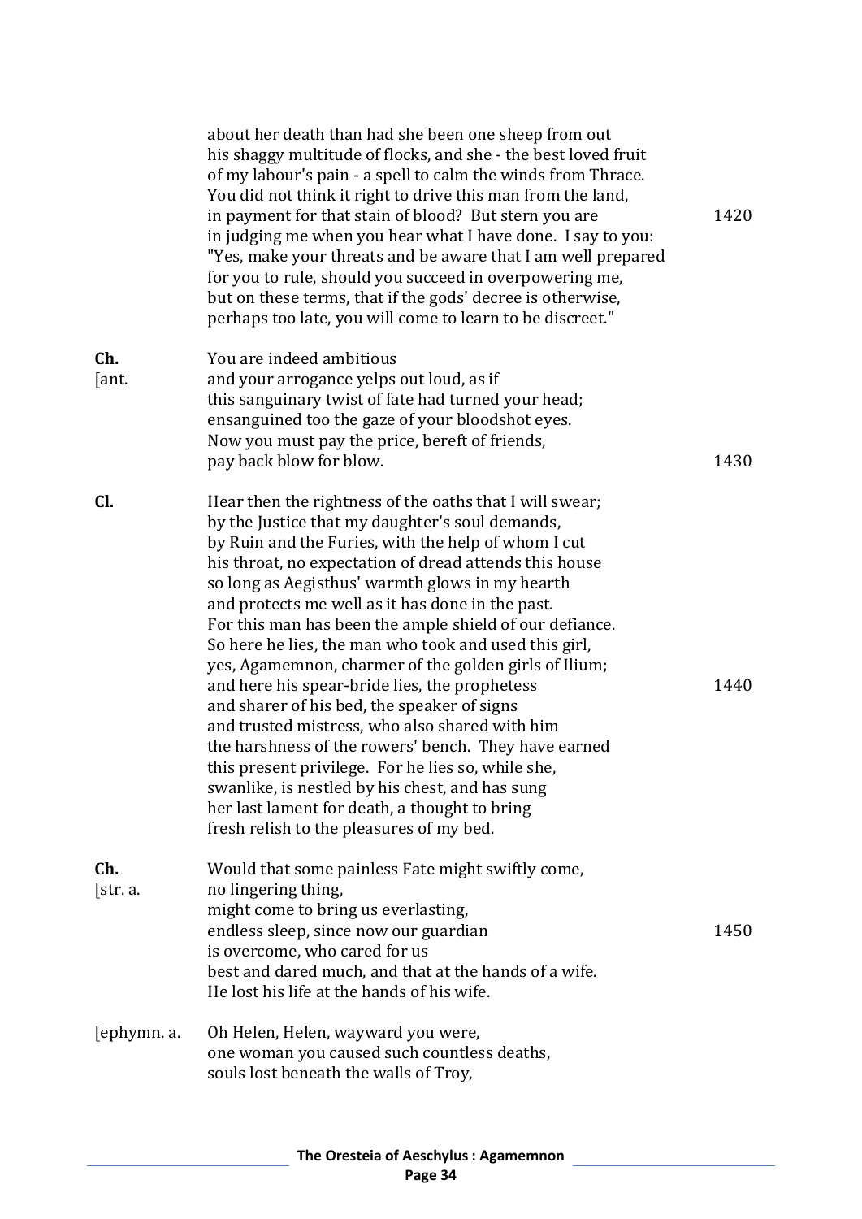about her death than had she been one sheep from out
his shaggy multitude of flocks, and she - the best loved fruit
of my labour's pain - a spell to calm the winds from Thrace.
You did not think it right to drive this man from the land,
in payment for that stain of blood? But stern you are (1420)
in judging me when you hear what I have done. I say to you:
"Yes, make your threats and be aware that I am well prepared
for you to rule, should you succeed in overpowering me,
but on these terms, that if the gods' decree is otherwise,
perhaps too late, you will come to learn to be discreet."

**Ch.** [ant.

You are indeed ambitious
and your arrogance yelps out loud, as if
this sanguinary twist of fate had turned your head;
ensanguined too the gaze of your bloodshot eyes.
Now you must pay the price, bereft of friends,
pay back blow for blow. (1430)

**Cl.**

Hear then the rightness of the oaths that I will swear;
by the Justice that my daughter's soul demands,
by Ruin and the Furies, with the help of whom I cut
his throat, no expectation of dread attends this house
so long as Aegisthus' warmth glows in my hearth
and protects me well as it has done in the past.
For this man has been the ample shield of our defiance.
So here he lies, the man who took and used this girl,
yes, Agamemnon, charmer of the golden girls of Ilium;
and here his spear-bride lies, the prophetess (1440)
and sharer of his bed, the speaker of signs
and trusted mistress, who also shared with him
the harshness of the rowers' bench. They have earned
this present privilege. For he lies so, while she,
swanlike, is nestled by his chest, and has sung
her last lament for death, a thought to bring
fresh relish to the pleasures of my bed.

**Ch.** [str. a.

Would that some painless Fate might swiftly come,
no lingering thing,
might come to bring us everlasting,
endless sleep, since now our guardian (1450)
is overcome, who cared for us
best and dared much, and that at the hands of a wife.
He lost his life at the hands of his wife.

[ephymn. a.

Oh Helen, Helen, wayward you were,
one woman you caused such countless deaths,
souls lost beneath the walls of Troy,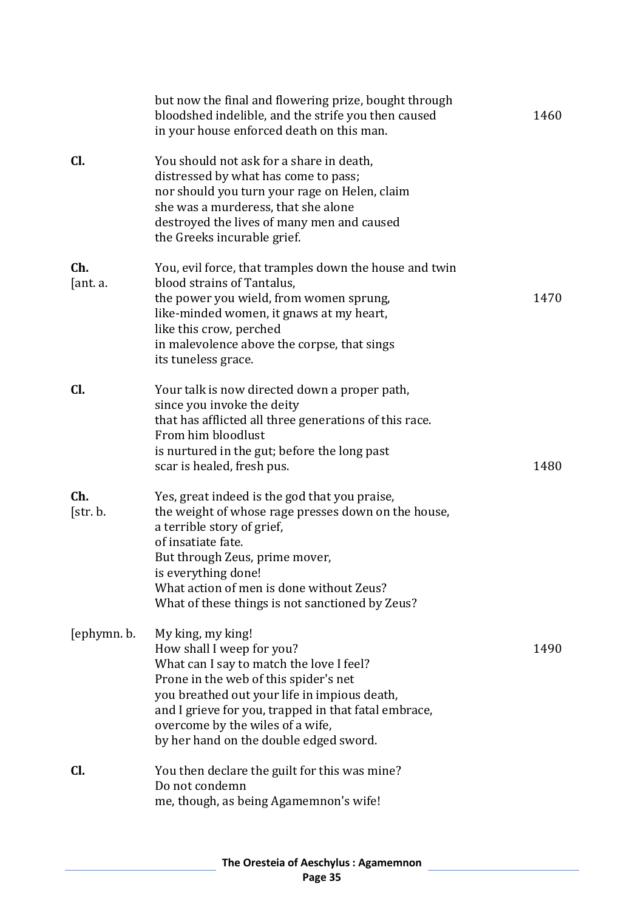| | | |
|---|---|---|
| | but now the final and flowering prize, bought through<br>bloodshed indelible, and the strife you then caused<br>in your house enforced death on this man. | 1460 |
| **Cl.** | You should not ask for a share in death,<br>distressed by what has come to pass;<br>nor should you turn your rage on Helen, claim<br>she was a murderess, that she alone<br>destroyed the lives of many men and caused<br>the Greeks incurable grief. | |
| **Ch.**<br>[ant. a. | You, evil force, that tramples down the house and twin<br>blood strains of Tantalus,<br>the power you wield, from women sprung,<br>like-minded women, it gnaws at my heart,<br>like this crow, perched<br>in malevolence above the corpse, that sings<br>its tuneless grace. | <br><br>1470 |
| **Cl.** | Your talk is now directed down a proper path,<br>since you invoke the deity<br>that has afflicted all three generations of this race.<br>From him bloodlust<br>is nurtured in the gut; before the long past<br>scar is healed, fresh pus. | <br><br><br><br><br>1480 |
| **Ch.**<br>[str. b. | Yes, great indeed is the god that you praise,<br>the weight of whose rage presses down on the house,<br>a terrible story of grief,<br>of insatiate fate.<br>But through Zeus, prime mover,<br>is everything done!<br>What action of men is done without Zeus?<br>What of these things is not sanctioned by Zeus? | |
| [ephymn. b. | My king, my king!<br>How shall I weep for you?<br>What can I say to match the love I feel?<br>Prone in the web of this spider's net<br>you breathed out your life in impious death,<br>and I grieve for you, trapped in that fatal embrace,<br>overcome by the wiles of a wife,<br>by her hand on the double edged sword. | <br>1490 |
| **Cl.** | You then declare the guilt for this was mine?<br>Do not condemn<br>me, though, as being Agamemnon's wife! | |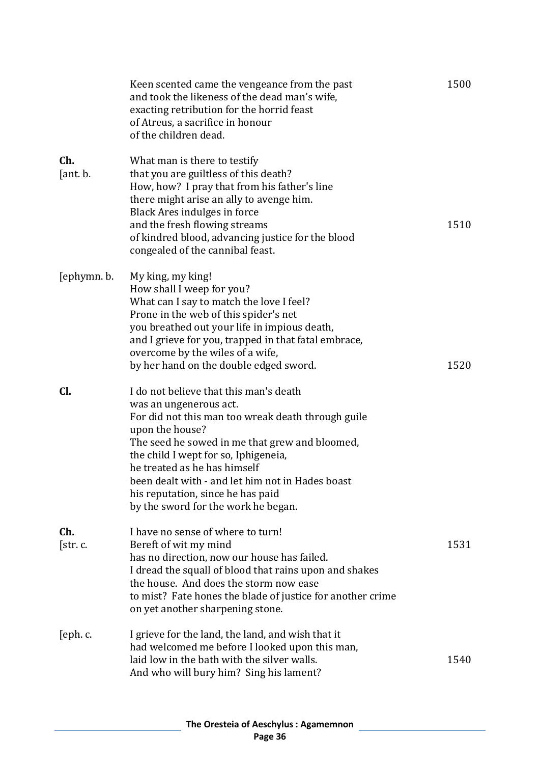| | | |
|---|---|---|
| | Keen scented came the vengeance from the past<br>and took the likeness of the dead man's wife,<br>exacting retribution for the horrid feast<br>of Atreus, a sacrifice in honour<br>of the children dead. | 1500 |
| **Ch.**<br>[ant. b. | What man is there to testify<br>that you are guiltless of this death?<br>How, how? I pray that from his father's line<br>there might arise an ally to avenge him.<br>Black Ares indulges in force<br>and the fresh flowing streams<br>of kindred blood, advancing justice for the blood<br>congealed of the cannibal feast. | 1510 |
| [ephymn. b. | My king, my king!<br>How shall I weep for you?<br>What can I say to match the love I feel?<br>Prone in the web of this spider's net<br>you breathed out your life in impious death,<br>and I grieve for you, trapped in that fatal embrace,<br>overcome by the wiles of a wife,<br>by her hand on the double edged sword. | 1520 |
| **Cl.** | I do not believe that this man's death<br>was an ungenerous act.<br>For did not this man too wreak death through guile<br>upon the house?<br>The seed he sowed in me that grew and bloomed,<br>the child I wept for so, Iphigeneia,<br>he treated as he has himself<br>been dealt with - and let him not in Hades boast<br>his reputation, since he has paid<br>by the sword for the work he began. | |
| **Ch.**<br>[str. c. | I have no sense of where to turn!<br>Bereft of wit my mind<br>has no direction, now our house has failed.<br>I dread the squall of blood that rains upon and shakes<br>the house. And does the storm now ease<br>to mist? Fate hones the blade of justice for another crime<br>on yet another sharpening stone. | 1531 |
| [eph. c. | I grieve for the land, the land, and wish that it<br>had welcomed me before I looked upon this man,<br>laid low in the bath with the silver walls.<br>And who will bury him? Sing his lament? | 1540 |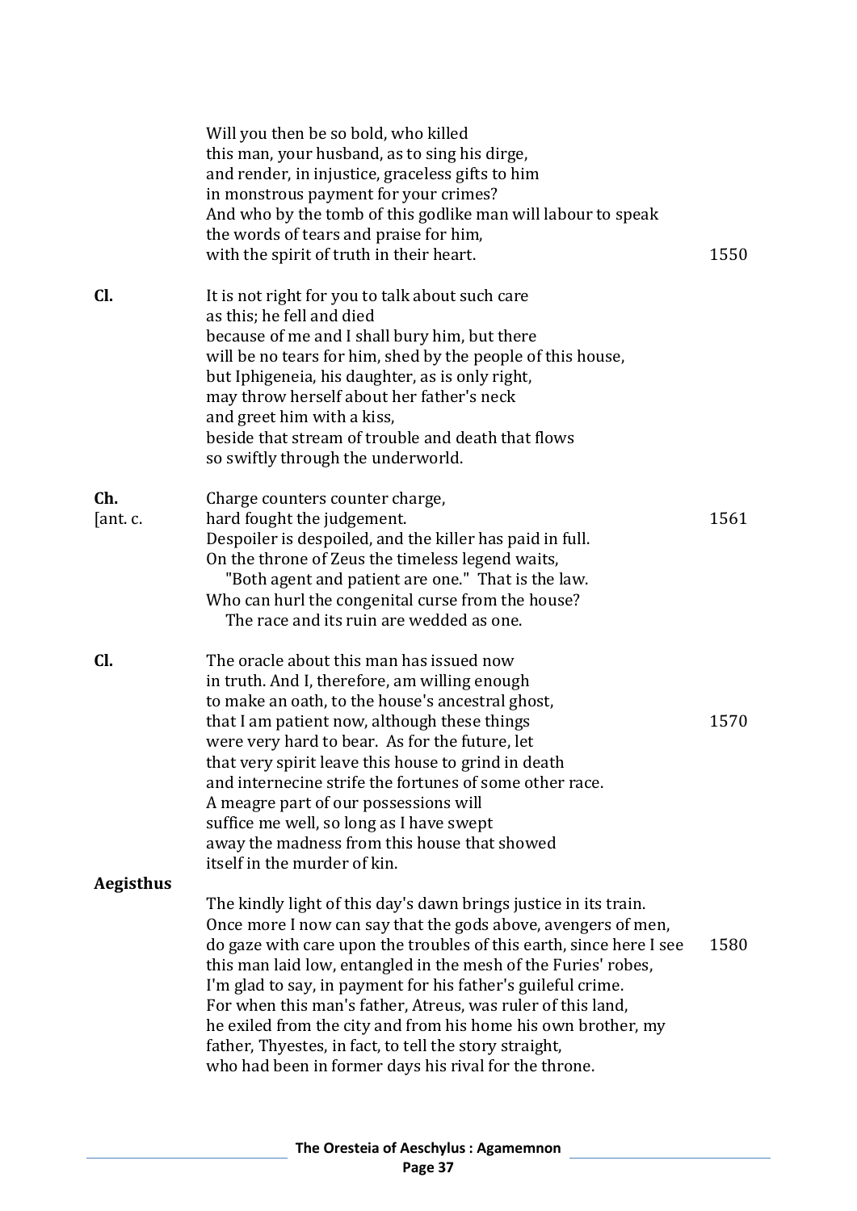Will you then be so bold, who killed
this man, your husband, as to sing his dirge,
and render, in injustice, graceless gifts to him
in monstrous payment for your crimes?
And who by the tomb of this godlike man will labour to speak
the words of tears and praise for him,
with the spirit of truth in their heart. 1550

**Cl.** It is not right for you to talk about such care
as this; he fell and died
because of me and I shall bury him, but there
will be no tears for him, shed by the people of this house,
but Iphigeneia, his daughter, as is only right,
may throw herself about her father's neck
and greet him with a kiss,
beside that stream of trouble and death that flows
so swiftly through the underworld.

**Ch.** [ant. c.
Charge counters counter charge,
hard fought the judgement. 1561
Despoiler is despoiled, and the killer has paid in full.
On the throne of Zeus the timeless legend waits,
"Both agent and patient are one." That is the law.
Who can hurl the congenital curse from the house?
The race and its ruin are wedded as one.

**Cl.** The oracle about this man has issued now
in truth. And I, therefore, am willing enough
to make an oath, to the house's ancestral ghost,
that I am patient now, although these things 1570
were very hard to bear. As for the future, let
that very spirit leave this house to grind in death
and internecine strife the fortunes of some other race.
A meagre part of our possessions will
suffice me well, so long as I have swept
away the madness from this house that showed
itself in the murder of kin.

**Aegisthus**

The kindly light of this day's dawn brings justice in its train.
Once more I now can say that the gods above, avengers of men,
do gaze with care upon the troubles of this earth, since here I see 1580
this man laid low, entangled in the mesh of the Furies' robes,
I'm glad to say, in payment for his father's guileful crime.
For when this man's father, Atreus, was ruler of this land,
he exiled from the city and from his home his own brother, my
father, Thyestes, in fact, to tell the story straight,
who had been in former days his rival for the throne.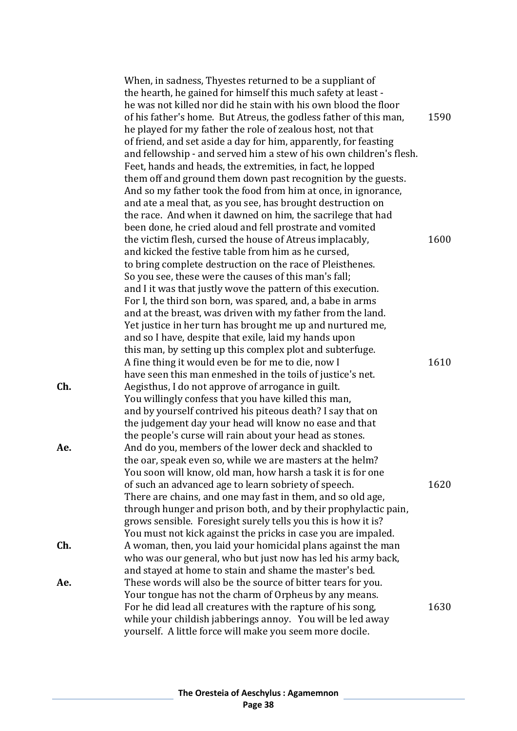When, in sadness, Thyestes returned to be a suppliant of
the hearth, he gained for himself this much safety at least -
he was not killed nor did he stain with his own blood the floor
of his father's home. But Atreus, the godless father of this man, 1590
he played for my father the role of zealous host, not that
of friend, and set aside a day for him, apparently, for feasting
and fellowship - and served him a stew of his own children's flesh.
Feet, hands and heads, the extremities, in fact, he lopped
them off and ground them down past recognition by the guests.
And so my father took the food from him at once, in ignorance,
and ate a meal that, as you see, has brought destruction on
the race. And when it dawned on him, the sacrilege that had
been done, he cried aloud and fell prostrate and vomited
the victim flesh, cursed the house of Atreus implacably, 1600
and kicked the festive table from him as he cursed,
to bring complete destruction on the race of Pleisthenes.
So you see, these were the causes of this man's fall;
and I it was that justly wove the pattern of this execution.
For I, the third son born, was spared, and, a babe in arms
and at the breast, was driven with my father from the land.
Yet justice in her turn has brought me up and nurtured me,
and so I have, despite that exile, laid my hands upon
this man, by setting up this complex plot and subterfuge.
A fine thing it would even be for me to die, now I 1610
have seen this man enmeshed in the toils of justice's net.

**Ch.** Aegisthus, I do not approve of arrogance in guilt.
You willingly confess that you have killed this man,
and by yourself contrived his piteous death? I say that on
the judgement day your head will know no ease and that
the people's curse will rain about your head as stones.

**Ae.** And do you, members of the lower deck and shackled to
the oar, speak even so, while we are masters at the helm?
You soon will know, old man, how harsh a task it is for one
of such an advanced age to learn sobriety of speech. 1620
There are chains, and one may fast in them, and so old age,
through hunger and prison both, and by their prophylactic pain,
grows sensible. Foresight surely tells you this is how it is?
You must not kick against the pricks in case you are impaled.

**Ch.** A woman, then, you laid your homicidal plans against the man
who was our general, who but just now has led his army back,
and stayed at home to stain and shame the master's bed.

**Ae.** These words will also be the source of bitter tears for you.
Your tongue has not the charm of Orpheus by any means.
For he did lead all creatures with the rapture of his song, 1630
while your childish jabberings annoy. You will be led away
yourself. A little force will make you seem more docile.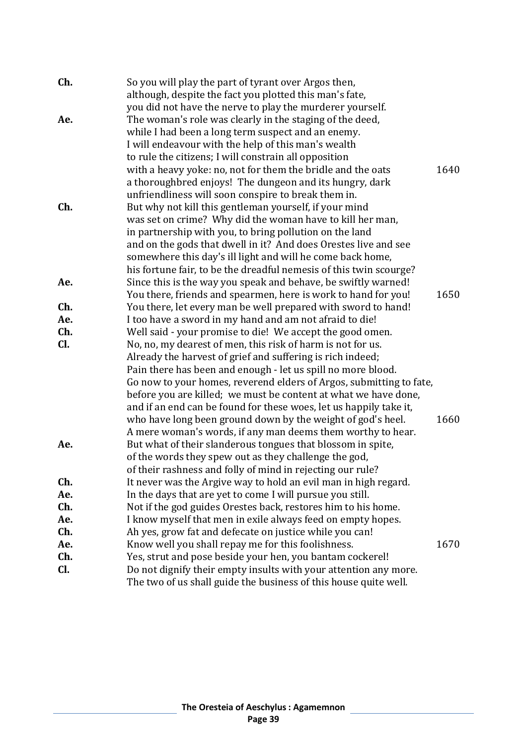**Ch.** So you will play the part of tyrant over Argos then,
although, despite the fact you plotted this man's fate,
you did not have the nerve to play the murderer yourself.

**Ae.** The woman's role was clearly in the staging of the deed,
while I had been a long term suspect and an enemy.
I will endeavour with the help of this man's wealth
to rule the citizens; I will constrain all opposition
with a heavy yoke: no, not for them the bridle and the oats 1640
a thoroughbred enjoys! The dungeon and its hungry, dark
unfriendliness will soon conspire to break them in.

**Ch.** But why not kill this gentleman yourself, if your mind
was set on crime? Why did the woman have to kill her man,
in partnership with you, to bring pollution on the land
and on the gods that dwell in it? And does Orestes live and see
somewhere this day's ill light and will he come back home,
his fortune fair, to be the dreadful nemesis of this twin scourge?

**Ae.** Since this is the way you speak and behave, be swiftly warned!
You there, friends and spearmen, here is work to hand for you! 1650

**Ch.** You there, let every man be well prepared with sword to hand!

**Ae.** I too have a sword in my hand and am not afraid to die!

**Ch.** Well said - your promise to die! We accept the good omen.

**Cl.** No, no, my dearest of men, this risk of harm is not for us.
Already the harvest of grief and suffering is rich indeed;
Pain there has been and enough - let us spill no more blood.
Go now to your homes, reverend elders of Argos, submitting to fate,
before you are killed; we must be content at what we have done,
and if an end can be found for these woes, let us happily take it,
who have long been ground down by the weight of god's heel. 1660
A mere woman's words, if any man deems them worthy to hear.

**Ae.** But what of their slanderous tongues that blossom in spite,
of the words they spew out as they challenge the god,
of their rashness and folly of mind in rejecting our rule?

**Ch.** It never was the Argive way to hold an evil man in high regard.

**Ae.** In the days that are yet to come I will pursue you still.

**Ch.** Not if the god guides Orestes back, restores him to his home.

**Ae.** I know myself that men in exile always feed on empty hopes.

**Ch.** Ah yes, grow fat and defecate on justice while you can!

**Ae.** Know well you shall repay me for this foolishness. 1670

**Ch.** Yes, strut and pose beside your hen, you bantam cockerel!

**Cl.** Do not dignify their empty insults with your attention any more.
The two of us shall guide the business of this house quite well.